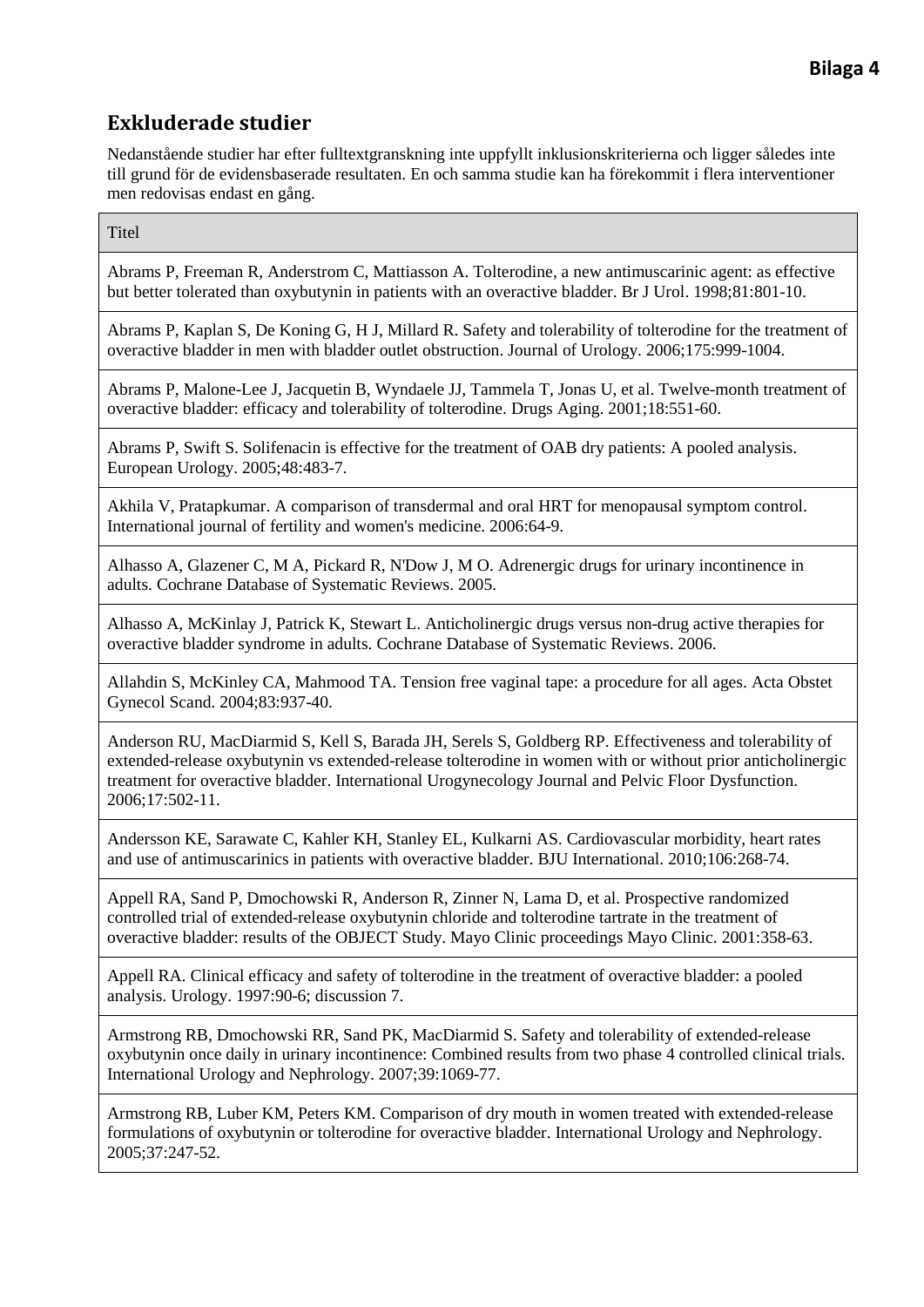**Bilaga 4**

## Exkluderade studier

Nedanstående studier har efter fulltextgranskning inte uppfyllt inklusionskriterierna och ligger således inte till grund för de evidensbaserade resultaten. En och samma studie kan ha förekommit i flera interventioner men redovisas endast en gång.

| Titel |
|---|
| Abrams P, Freeman R, Anderstrom C, Mattiasson A. Tolterodine, a new antimuscarinic agent: as effective but better tolerated than oxybutynin in patients with an overactive bladder. Br J Urol. 1998;81:801-10. |
| Abrams P, Kaplan S, De Koning G, H J, Millard R. Safety and tolerability of tolterodine for the treatment of overactive bladder in men with bladder outlet obstruction. Journal of Urology. 2006;175:999-1004. |
| Abrams P, Malone-Lee J, Jacquetin B, Wyndaele JJ, Tammela T, Jonas U, et al. Twelve-month treatment of overactive bladder: efficacy and tolerability of tolterodine. Drugs Aging. 2001;18:551-60. |
| Abrams P, Swift S. Solifenacin is effective for the treatment of OAB dry patients: A pooled analysis. European Urology. 2005;48:483-7. |
| Akhila V, Pratapkumar. A comparison of transdermal and oral HRT for menopausal symptom control. International journal of fertility and women's medicine. 2006:64-9. |
| Alhasso A, Glazener C, M A, Pickard R, N'Dow J, M O. Adrenergic drugs for urinary incontinence in adults. Cochrane Database of Systematic Reviews. 2005. |
| Alhasso A, McKinlay J, Patrick K, Stewart L. Anticholinergic drugs versus non-drug active therapies for overactive bladder syndrome in adults. Cochrane Database of Systematic Reviews. 2006. |
| Allahdin S, McKinley CA, Mahmood TA. Tension free vaginal tape: a procedure for all ages. Acta Obstet Gynecol Scand. 2004;83:937-40. |
| Anderson RU, MacDiarmid S, Kell S, Barada JH, Serels S, Goldberg RP. Effectiveness and tolerability of extended-release oxybutynin vs extended-release tolterodine in women with or without prior anticholinergic treatment for overactive bladder. International Urogynecology Journal and Pelvic Floor Dysfunction. 2006;17:502-11. |
| Andersson KE, Sarawate C, Kahler KH, Stanley EL, Kulkarni AS. Cardiovascular morbidity, heart rates and use of antimuscarinics in patients with overactive bladder. BJU International. 2010;106:268-74. |
| Appell RA, Sand P, Dmochowski R, Anderson R, Zinner N, Lama D, et al. Prospective randomized controlled trial of extended-release oxybutynin chloride and tolterodine tartrate in the treatment of overactive bladder: results of the OBJECT Study. Mayo Clinic proceedings Mayo Clinic. 2001:358-63. |
| Appell RA. Clinical efficacy and safety of tolterodine in the treatment of overactive bladder: a pooled analysis. Urology. 1997:90-6; discussion 7. |
| Armstrong RB, Dmochowski RR, Sand PK, MacDiarmid S. Safety and tolerability of extended-release oxybutynin once daily in urinary incontinence: Combined results from two phase 4 controlled clinical trials. International Urology and Nephrology. 2007;39:1069-77. |
| Armstrong RB, Luber KM, Peters KM. Comparison of dry mouth in women treated with extended-release formulations of oxybutynin or tolterodine for overactive bladder. International Urology and Nephrology. 2005;37:247-52. |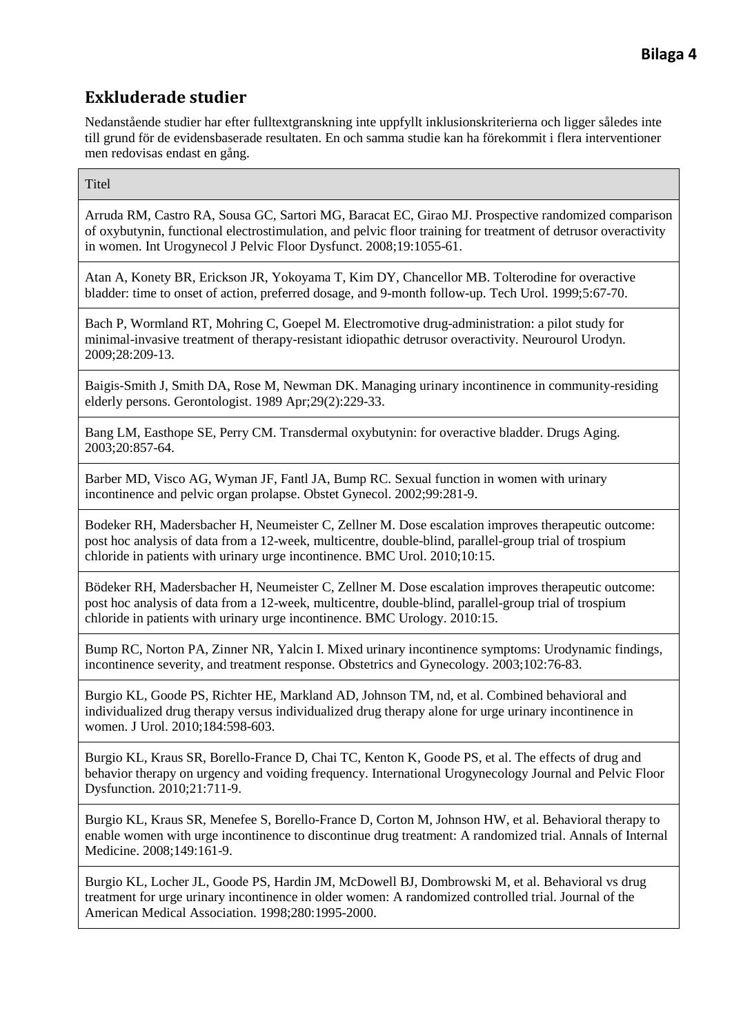**Bilaga 4**

## Exkluderade studier

Nedanstående studier har efter fulltextgranskning inte uppfyllt inklusionskriterierna och ligger således inte till grund för de evidensbaserade resultaten. En och samma studie kan ha förekommit i flera interventioner men redovisas endast en gång.

| Titel |
|---|
| Arruda RM, Castro RA, Sousa GC, Sartori MG, Baracat EC, Girao MJ. Prospective randomized comparison of oxybutynin, functional electrostimulation, and pelvic floor training for treatment of detrusor overactivity in women. Int Urogynecol J Pelvic Floor Dysfunct. 2008;19:1055-61. |
| Atan A, Konety BR, Erickson JR, Yokoyama T, Kim DY, Chancellor MB. Tolterodine for overactive bladder: time to onset of action, preferred dosage, and 9-month follow-up. Tech Urol. 1999;5:67-70. |
| Bach P, Wormland RT, Mohring C, Goepel M. Electromotive drug-administration: a pilot study for minimal-invasive treatment of therapy-resistant idiopathic detrusor overactivity. Neurourol Urodyn. 2009;28:209-13. |
| Baigis-Smith J, Smith DA, Rose M, Newman DK. Managing urinary incontinence in community-residing elderly persons. Gerontologist. 1989 Apr;29(2):229-33. |
| Bang LM, Easthope SE, Perry CM. Transdermal oxybutynin: for overactive bladder. Drugs Aging. 2003;20:857-64. |
| Barber MD, Visco AG, Wyman JF, Fantl JA, Bump RC. Sexual function in women with urinary incontinence and pelvic organ prolapse. Obstet Gynecol. 2002;99:281-9. |
| Bodeker RH, Madersbacher H, Neumeister C, Zellner M. Dose escalation improves therapeutic outcome: post hoc analysis of data from a 12-week, multicentre, double-blind, parallel-group trial of trospium chloride in patients with urinary urge incontinence. BMC Urol. 2010;10:15. |
| Bödeker RH, Madersbacher H, Neumeister C, Zellner M. Dose escalation improves therapeutic outcome: post hoc analysis of data from a 12-week, multicentre, double-blind, parallel-group trial of trospium chloride in patients with urinary urge incontinence. BMC Urology. 2010:15. |
| Bump RC, Norton PA, Zinner NR, Yalcin I. Mixed urinary incontinence symptoms: Urodynamic findings, incontinence severity, and treatment response. Obstetrics and Gynecology. 2003;102:76-83. |
| Burgio KL, Goode PS, Richter HE, Markland AD, Johnson TM, nd, et al. Combined behavioral and individualized drug therapy versus individualized drug therapy alone for urge urinary incontinence in women. J Urol. 2010;184:598-603. |
| Burgio KL, Kraus SR, Borello-France D, Chai TC, Kenton K, Goode PS, et al. The effects of drug and behavior therapy on urgency and voiding frequency. International Urogynecology Journal and Pelvic Floor Dysfunction. 2010;21:711-9. |
| Burgio KL, Kraus SR, Menefee S, Borello-France D, Corton M, Johnson HW, et al. Behavioral therapy to enable women with urge incontinence to discontinue drug treatment: A randomized trial. Annals of Internal Medicine. 2008;149:161-9. |
| Burgio KL, Locher JL, Goode PS, Hardin JM, McDowell BJ, Dombrowski M, et al. Behavioral vs drug treatment for urge urinary incontinence in older women: A randomized controlled trial. Journal of the American Medical Association. 1998;280:1995-2000. |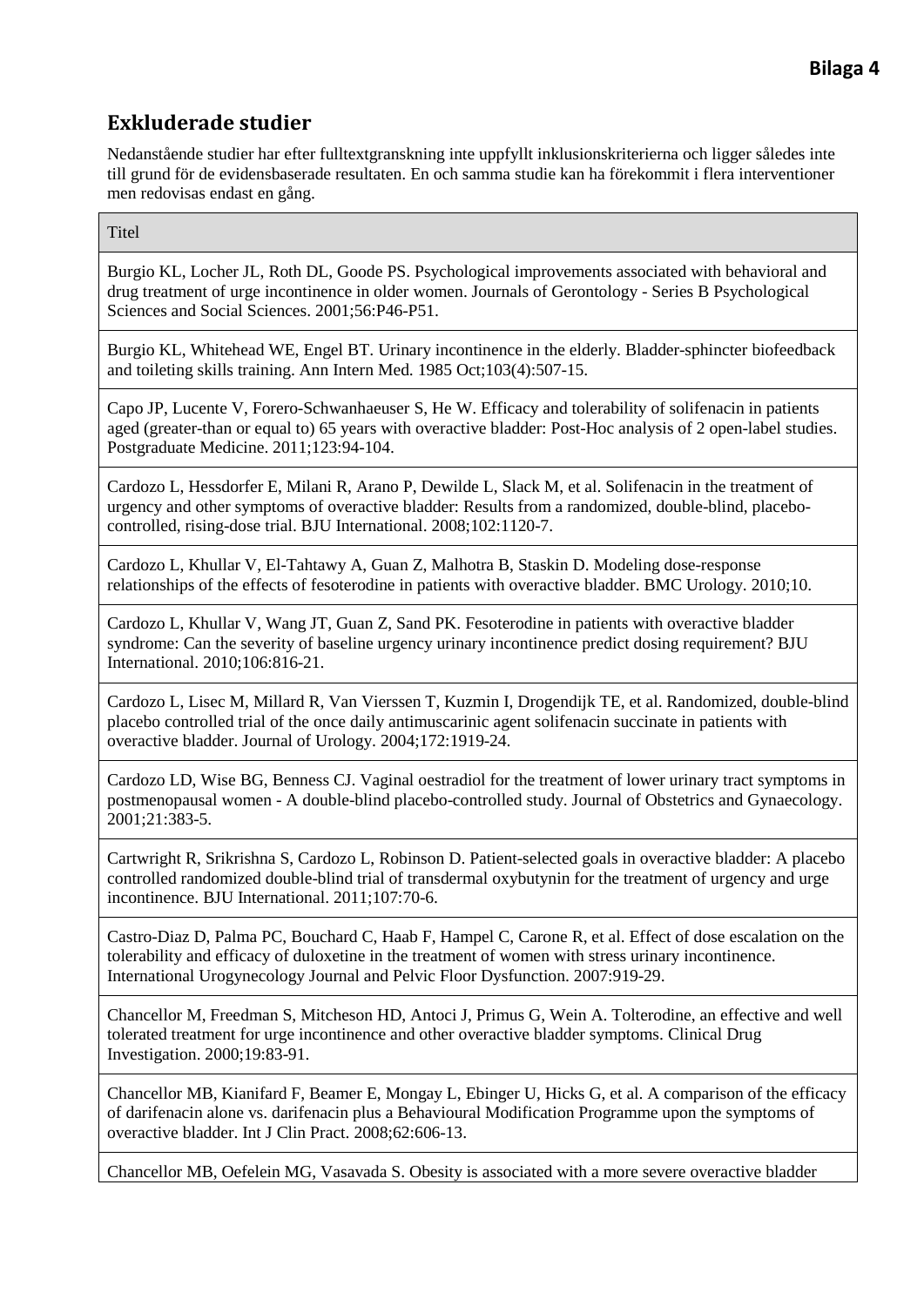**Bilaga 4**

## Exkluderade studier

Nedanstående studier har efter fulltextgranskning inte uppfyllt inklusionskriterierna och ligger således inte till grund för de evidensbaserade resultaten. En och samma studie kan ha förekommit i flera interventioner men redovisas endast en gång.

| Titel |
|---|
| Burgio KL, Locher JL, Roth DL, Goode PS. Psychological improvements associated with behavioral and drug treatment of urge incontinence in older women. Journals of Gerontology - Series B Psychological Sciences and Social Sciences. 2001;56:P46-P51. |
| Burgio KL, Whitehead WE, Engel BT. Urinary incontinence in the elderly. Bladder-sphincter biofeedback and toileting skills training. Ann Intern Med. 1985 Oct;103(4):507-15. |
| Capo JP, Lucente V, Forero-Schwanhaeuser S, He W. Efficacy and tolerability of solifenacin in patients aged (greater-than or equal to) 65 years with overactive bladder: Post-Hoc analysis of 2 open-label studies. Postgraduate Medicine. 2011;123:94-104. |
| Cardozo L, Hessdorfer E, Milani R, Arano P, Dewilde L, Slack M, et al. Solifenacin in the treatment of urgency and other symptoms of overactive bladder: Results from a randomized, double-blind, placebo-controlled, rising-dose trial. BJU International. 2008;102:1120-7. |
| Cardozo L, Khullar V, El-Tahtawy A, Guan Z, Malhotra B, Staskin D. Modeling dose-response relationships of the effects of fesoterodine in patients with overactive bladder. BMC Urology. 2010;10. |
| Cardozo L, Khullar V, Wang JT, Guan Z, Sand PK. Fesoterodine in patients with overactive bladder syndrome: Can the severity of baseline urgency urinary incontinence predict dosing requirement? BJU International. 2010;106:816-21. |
| Cardozo L, Lisec M, Millard R, Van Vierssen T, Kuzmin I, Drogendijk TE, et al. Randomized, double-blind placebo controlled trial of the once daily antimuscarinic agent solifenacin succinate in patients with overactive bladder. Journal of Urology. 2004;172:1919-24. |
| Cardozo LD, Wise BG, Benness CJ. Vaginal oestradiol for the treatment of lower urinary tract symptoms in postmenopausal women - A double-blind placebo-controlled study. Journal of Obstetrics and Gynaecology. 2001;21:383-5. |
| Cartwright R, Srikrishna S, Cardozo L, Robinson D. Patient-selected goals in overactive bladder: A placebo controlled randomized double-blind trial of transdermal oxybutynin for the treatment of urgency and urge incontinence. BJU International. 2011;107:70-6. |
| Castro-Diaz D, Palma PC, Bouchard C, Haab F, Hampel C, Carone R, et al. Effect of dose escalation on the tolerability and efficacy of duloxetine in the treatment of women with stress urinary incontinence. International Urogynecology Journal and Pelvic Floor Dysfunction. 2007:919-29. |
| Chancellor M, Freedman S, Mitcheson HD, Antoci J, Primus G, Wein A. Tolterodine, an effective and well tolerated treatment for urge incontinence and other overactive bladder symptoms. Clinical Drug Investigation. 2000;19:83-91. |
| Chancellor MB, Kianifard F, Beamer E, Mongay L, Ebinger U, Hicks G, et al. A comparison of the efficacy of darifenacin alone vs. darifenacin plus a Behavioural Modification Programme upon the symptoms of overactive bladder. Int J Clin Pract. 2008;62:606-13. |
| Chancellor MB, Oefelein MG, Vasavada S. Obesity is associated with a more severe overactive bladder |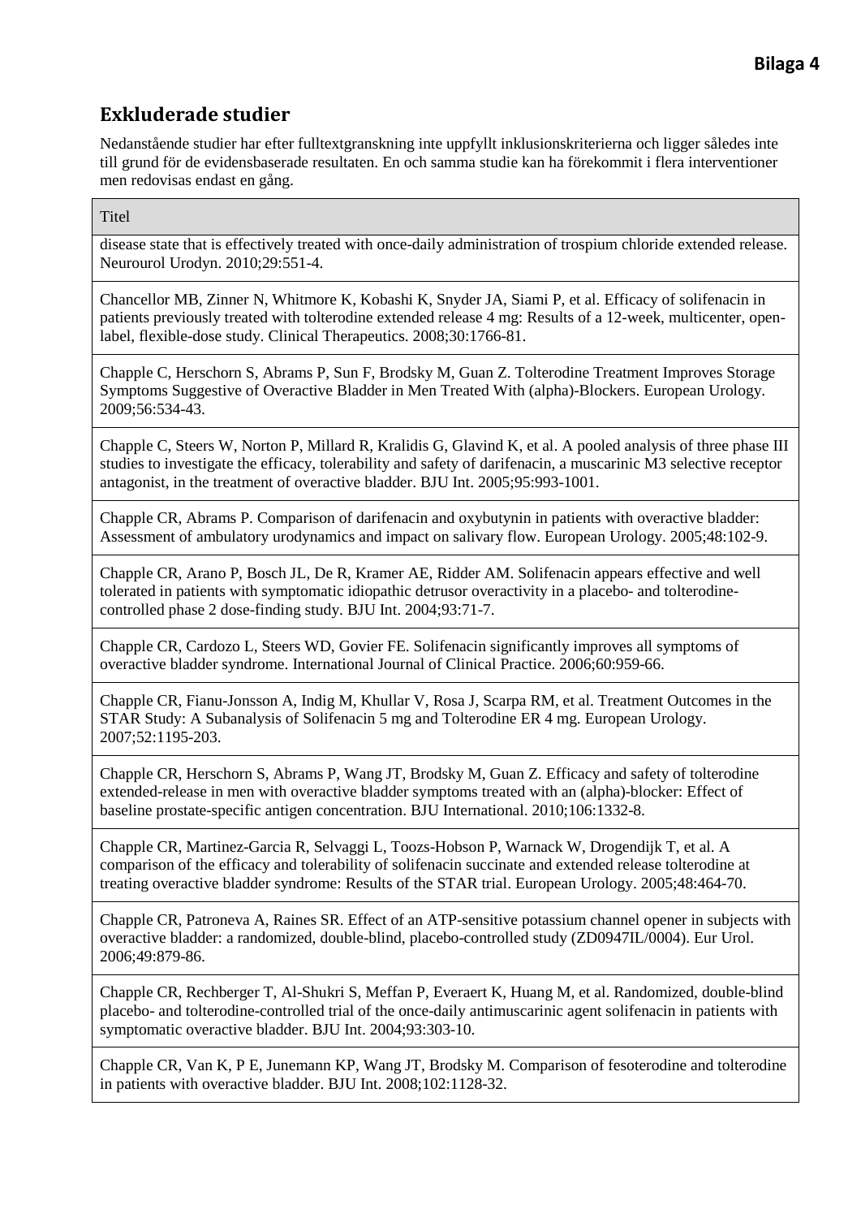## Exkluderade studier

Nedanstående studier har efter fulltextgranskning inte uppfyllt inklusionskriterierna och ligger således inte till grund för de evidensbaserade resultaten. En och samma studie kan ha förekommit i flera interventioner men redovisas endast en gång.

| Titel |
|---|
| disease state that is effectively treated with once-daily administration of trospium chloride extended release. Neurourol Urodyn. 2010;29:551-4. |
| Chancellor MB, Zinner N, Whitmore K, Kobashi K, Snyder JA, Siami P, et al. Efficacy of solifenacin in patients previously treated with tolterodine extended release 4 mg: Results of a 12-week, multicenter, open-label, flexible-dose study. Clinical Therapeutics. 2008;30:1766-81. |
| Chapple C, Herschorn S, Abrams P, Sun F, Brodsky M, Guan Z. Tolterodine Treatment Improves Storage Symptoms Suggestive of Overactive Bladder in Men Treated With (alpha)-Blockers. European Urology. 2009;56:534-43. |
| Chapple C, Steers W, Norton P, Millard R, Kralidis G, Glavind K, et al. A pooled analysis of three phase III studies to investigate the efficacy, tolerability and safety of darifenacin, a muscarinic M3 selective receptor antagonist, in the treatment of overactive bladder. BJU Int. 2005;95:993-1001. |
| Chapple CR, Abrams P. Comparison of darifenacin and oxybutynin in patients with overactive bladder: Assessment of ambulatory urodynamics and impact on salivary flow. European Urology. 2005;48:102-9. |
| Chapple CR, Arano P, Bosch JL, De R, Kramer AE, Ridder AM. Solifenacin appears effective and well tolerated in patients with symptomatic idiopathic detrusor overactivity in a placebo- and tolterodine-controlled phase 2 dose-finding study. BJU Int. 2004;93:71-7. |
| Chapple CR, Cardozo L, Steers WD, Govier FE. Solifenacin significantly improves all symptoms of overactive bladder syndrome. International Journal of Clinical Practice. 2006;60:959-66. |
| Chapple CR, Fianu-Jonsson A, Indig M, Khullar V, Rosa J, Scarpa RM, et al. Treatment Outcomes in the STAR Study: A Subanalysis of Solifenacin 5 mg and Tolterodine ER 4 mg. European Urology. 2007;52:1195-203. |
| Chapple CR, Herschorn S, Abrams P, Wang JT, Brodsky M, Guan Z. Efficacy and safety of tolterodine extended-release in men with overactive bladder symptoms treated with an (alpha)-blocker: Effect of baseline prostate-specific antigen concentration. BJU International. 2010;106:1332-8. |
| Chapple CR, Martinez-Garcia R, Selvaggi L, Toozs-Hobson P, Warnack W, Drogendijk T, et al. A comparison of the efficacy and tolerability of solifenacin succinate and extended release tolterodine at treating overactive bladder syndrome: Results of the STAR trial. European Urology. 2005;48:464-70. |
| Chapple CR, Patroneva A, Raines SR. Effect of an ATP-sensitive potassium channel opener in subjects with overactive bladder: a randomized, double-blind, placebo-controlled study (ZD0947IL/0004). Eur Urol. 2006;49:879-86. |
| Chapple CR, Rechberger T, Al-Shukri S, Meffan P, Everaert K, Huang M, et al. Randomized, double-blind placebo- and tolterodine-controlled trial of the once-daily antimuscarinic agent solifenacin in patients with symptomatic overactive bladder. BJU Int. 2004;93:303-10. |
| Chapple CR, Van K, P E, Junemann KP, Wang JT, Brodsky M. Comparison of fesoterodine and tolterodine in patients with overactive bladder. BJU Int. 2008;102:1128-32. |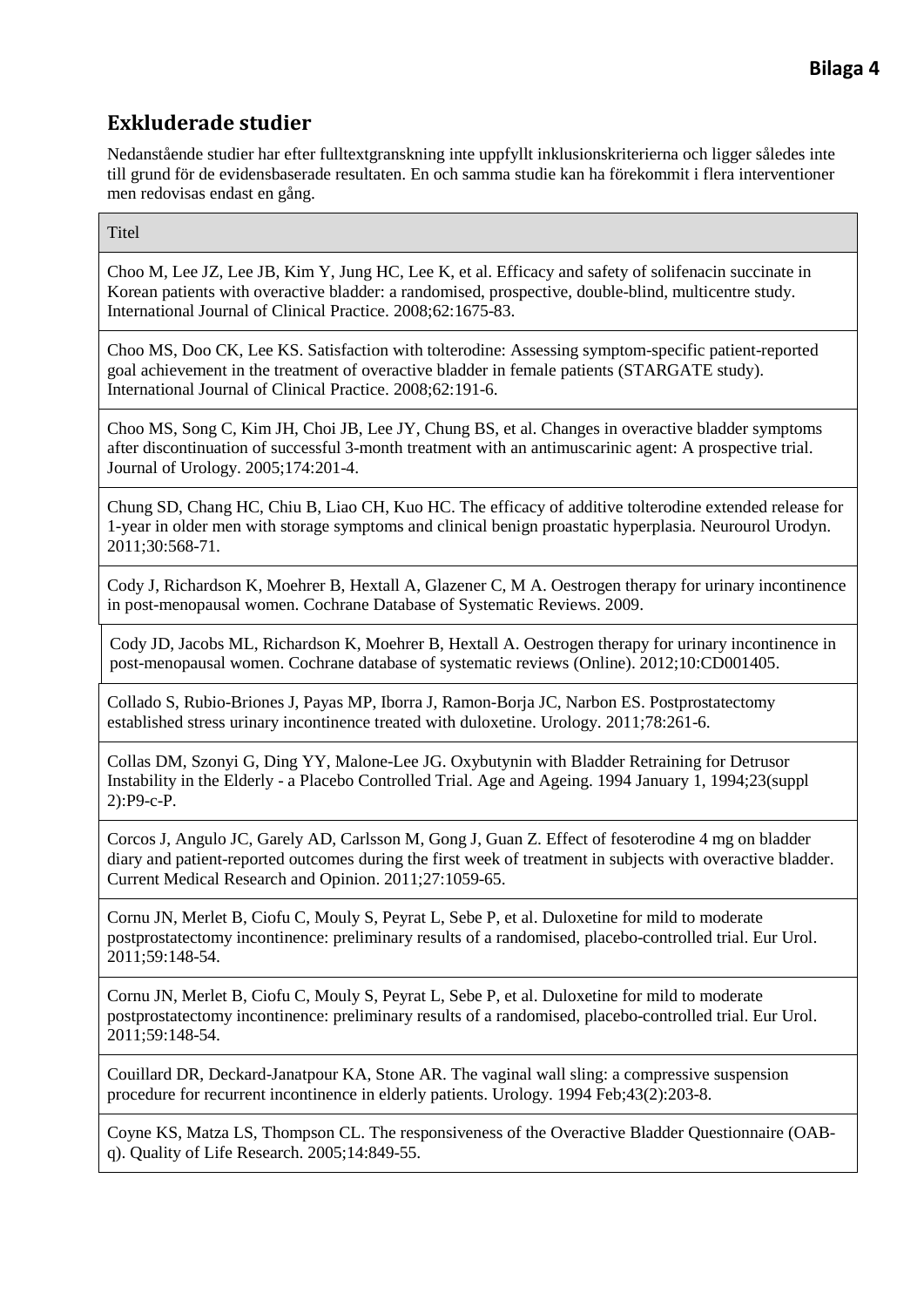**Bilaga 4**

## Exkluderade studier

Nedanstående studier har efter fulltextgranskning inte uppfyllt inklusionskriterierna och ligger således inte till grund för de evidensbaserade resultaten. En och samma studie kan ha förekommit i flera interventioner men redovisas endast en gång.

| Titel |
|---|
| Choo M, Lee JZ, Lee JB, Kim Y, Jung HC, Lee K, et al. Efficacy and safety of solifenacin succinate in Korean patients with overactive bladder: a randomised, prospective, double-blind, multicentre study. International Journal of Clinical Practice. 2008;62:1675-83. |
| Choo MS, Doo CK, Lee KS. Satisfaction with tolterodine: Assessing symptom-specific patient-reported goal achievement in the treatment of overactive bladder in female patients (STARGATE study). International Journal of Clinical Practice. 2008;62:191-6. |
| Choo MS, Song C, Kim JH, Choi JB, Lee JY, Chung BS, et al. Changes in overactive bladder symptoms after discontinuation of successful 3-month treatment with an antimuscarinic agent: A prospective trial. Journal of Urology. 2005;174:201-4. |
| Chung SD, Chang HC, Chiu B, Liao CH, Kuo HC. The efficacy of additive tolterodine extended release for 1-year in older men with storage symptoms and clinical benign proastatic hyperplasia. Neurourol Urodyn. 2011;30:568-71. |
| Cody J, Richardson K, Moehrer B, Hextall A, Glazener C, M A. Oestrogen therapy for urinary incontinence in post-menopausal women. Cochrane Database of Systematic Reviews. 2009. |
| Cody JD, Jacobs ML, Richardson K, Moehrer B, Hextall A. Oestrogen therapy for urinary incontinence in post-menopausal women. Cochrane database of systematic reviews (Online). 2012;10:CD001405. |
| Collado S, Rubio-Briones J, Payas MP, Iborra J, Ramon-Borja JC, Narbon ES. Postprostatectomy established stress urinary incontinence treated with duloxetine. Urology. 2011;78:261-6. |
| Collas DM, Szonyi G, Ding YY, Malone-Lee JG. Oxybutynin with Bladder Retraining for Detrusor Instability in the Elderly - a Placebo Controlled Trial. Age and Ageing. 1994 January 1, 1994;23(suppl 2):P9-c-P. |
| Corcos J, Angulo JC, Garely AD, Carlsson M, Gong J, Guan Z. Effect of fesoterodine 4 mg on bladder diary and patient-reported outcomes during the first week of treatment in subjects with overactive bladder. Current Medical Research and Opinion. 2011;27:1059-65. |
| Cornu JN, Merlet B, Ciofu C, Mouly S, Peyrat L, Sebe P, et al. Duloxetine for mild to moderate postprostatectomy incontinence: preliminary results of a randomised, placebo-controlled trial. Eur Urol. 2011;59:148-54. |
| Cornu JN, Merlet B, Ciofu C, Mouly S, Peyrat L, Sebe P, et al. Duloxetine for mild to moderate postprostatectomy incontinence: preliminary results of a randomised, placebo-controlled trial. Eur Urol. 2011;59:148-54. |
| Couillard DR, Deckard-Janatpour KA, Stone AR. The vaginal wall sling: a compressive suspension procedure for recurrent incontinence in elderly patients. Urology. 1994 Feb;43(2):203-8. |
| Coyne KS, Matza LS, Thompson CL. The responsiveness of the Overactive Bladder Questionnaire (OAB-q). Quality of Life Research. 2005;14:849-55. |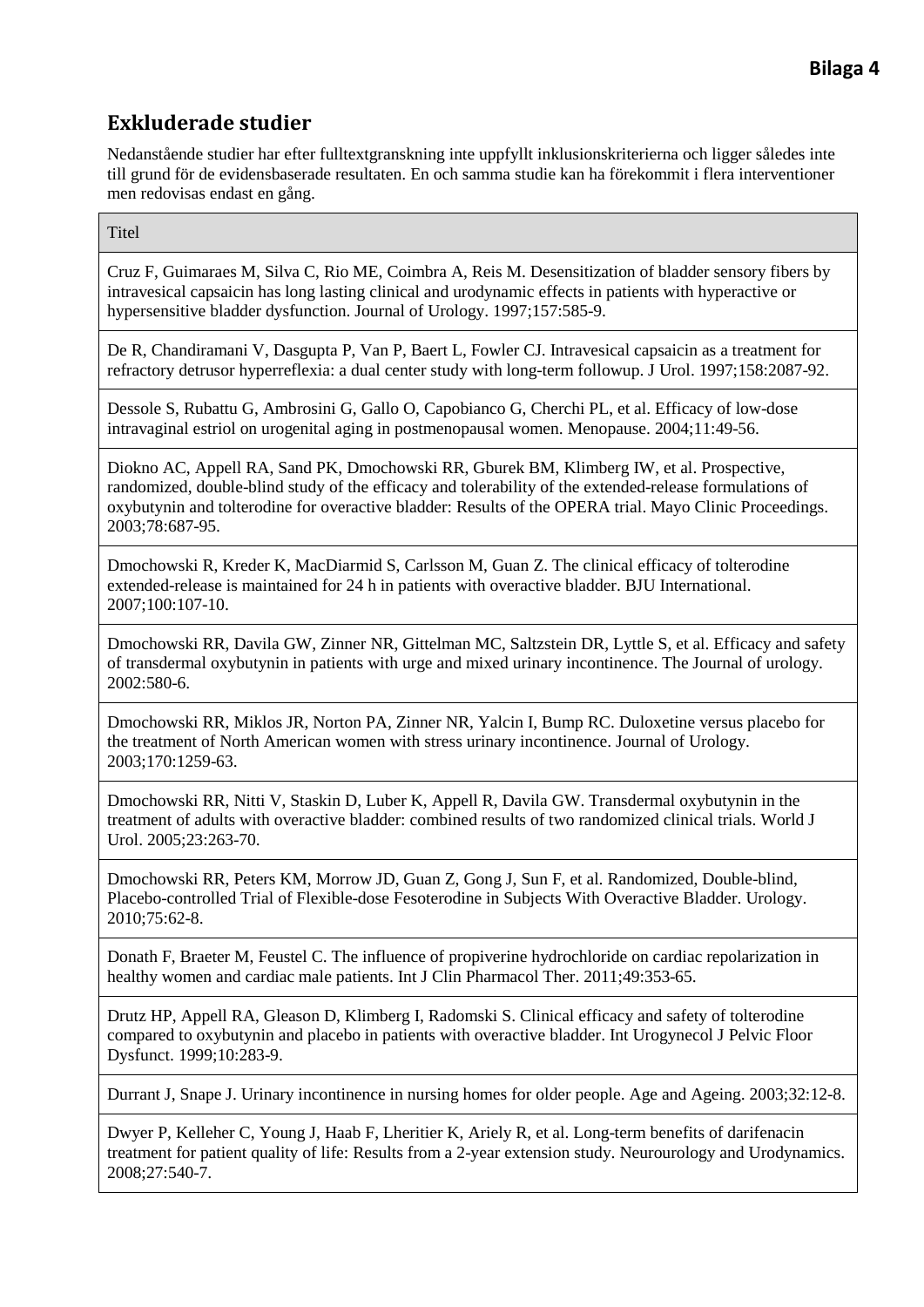**Bilaga 4**

## Exkluderade studier

Nedanstående studier har efter fulltextgranskning inte uppfyllt inklusionskriterierna och ligger således inte till grund för de evidensbaserade resultaten. En och samma studie kan ha förekommit i flera interventioner men redovisas endast en gång.

| Titel |
|---|
| Cruz F, Guimaraes M, Silva C, Rio ME, Coimbra A, Reis M. Desensitization of bladder sensory fibers by intravesical capsaicin has long lasting clinical and urodynamic effects in patients with hyperactive or hypersensitive bladder dysfunction. Journal of Urology. 1997;157:585-9. |
| De R, Chandiramani V, Dasgupta P, Van P, Baert L, Fowler CJ. Intravesical capsaicin as a treatment for refractory detrusor hyperreflexia: a dual center study with long-term followup. J Urol. 1997;158:2087-92. |
| Dessole S, Rubattu G, Ambrosini G, Gallo O, Capobianco G, Cherchi PL, et al. Efficacy of low-dose intravaginal estriol on urogenital aging in postmenopausal women. Menopause. 2004;11:49-56. |
| Diokno AC, Appell RA, Sand PK, Dmochowski RR, Gburek BM, Klimberg IW, et al. Prospective, randomized, double-blind study of the efficacy and tolerability of the extended-release formulations of oxybutynin and tolterodine for overactive bladder: Results of the OPERA trial. Mayo Clinic Proceedings. 2003;78:687-95. |
| Dmochowski R, Kreder K, MacDiarmid S, Carlsson M, Guan Z. The clinical efficacy of tolterodine extended-release is maintained for 24 h in patients with overactive bladder. BJU International. 2007;100:107-10. |
| Dmochowski RR, Davila GW, Zinner NR, Gittelman MC, Saltzstein DR, Lyttle S, et al. Efficacy and safety of transdermal oxybutynin in patients with urge and mixed urinary incontinence. The Journal of urology. 2002:580-6. |
| Dmochowski RR, Miklos JR, Norton PA, Zinner NR, Yalcin I, Bump RC. Duloxetine versus placebo for the treatment of North American women with stress urinary incontinence. Journal of Urology. 2003;170:1259-63. |
| Dmochowski RR, Nitti V, Staskin D, Luber K, Appell R, Davila GW. Transdermal oxybutynin in the treatment of adults with overactive bladder: combined results of two randomized clinical trials. World J Urol. 2005;23:263-70. |
| Dmochowski RR, Peters KM, Morrow JD, Guan Z, Gong J, Sun F, et al. Randomized, Double-blind, Placebo-controlled Trial of Flexible-dose Fesoterodine in Subjects With Overactive Bladder. Urology. 2010;75:62-8. |
| Donath F, Braeter M, Feustel C. The influence of propiverine hydrochloride on cardiac repolarization in healthy women and cardiac male patients. Int J Clin Pharmacol Ther. 2011;49:353-65. |
| Drutz HP, Appell RA, Gleason D, Klimberg I, Radomski S. Clinical efficacy and safety of tolterodine compared to oxybutynin and placebo in patients with overactive bladder. Int Urogynecol J Pelvic Floor Dysfunct. 1999;10:283-9. |
| Durrant J, Snape J. Urinary incontinence in nursing homes for older people. Age and Ageing. 2003;32:12-8. |
| Dwyer P, Kelleher C, Young J, Haab F, Lheritier K, Ariely R, et al. Long-term benefits of darifenacin treatment for patient quality of life: Results from a 2-year extension study. Neurourology and Urodynamics. 2008;27:540-7. |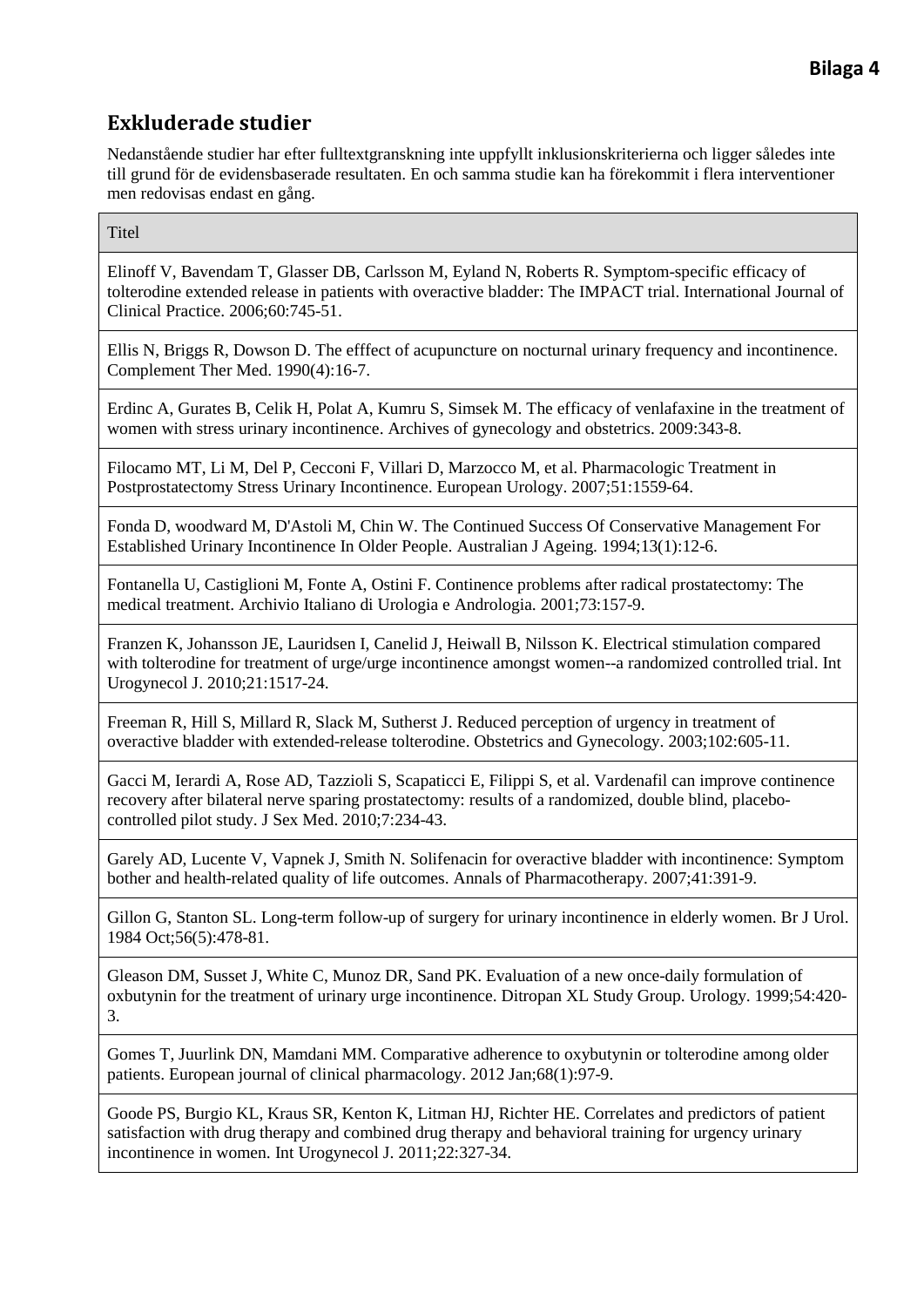**Bilaga 4**

## Exkluderade studier

Nedanstående studier har efter fulltextgranskning inte uppfyllt inklusionskriterierna och ligger således inte till grund för de evidensbaserade resultaten. En och samma studie kan ha förekommit i flera interventioner men redovisas endast en gång.

| Titel |
|---|
| Elinoff V, Bavendam T, Glasser DB, Carlsson M, Eyland N, Roberts R. Symptom-specific efficacy of tolterodine extended release in patients with overactive bladder: The IMPACT trial. International Journal of Clinical Practice. 2006;60:745-51. |
| Ellis N, Briggs R, Dowson D. The efffect of acupuncture on nocturnal urinary frequency and incontinence. Complement Ther Med. 1990(4):16-7. |
| Erdinc A, Gurates B, Celik H, Polat A, Kumru S, Simsek M. The efficacy of venlafaxine in the treatment of women with stress urinary incontinence. Archives of gynecology and obstetrics. 2009:343-8. |
| Filocamo MT, Li M, Del P, Cecconi F, Villari D, Marzocco M, et al. Pharmacologic Treatment in Postprostatectomy Stress Urinary Incontinence. European Urology. 2007;51:1559-64. |
| Fonda D, woodward M, D'Astoli M, Chin W. The Continued Success Of Conservative Management For Established Urinary Incontinence In Older People. Australian J Ageing. 1994;13(1):12-6. |
| Fontanella U, Castiglioni M, Fonte A, Ostini F. Continence problems after radical prostatectomy: The medical treatment. Archivio Italiano di Urologia e Andrologia. 2001;73:157-9. |
| Franzen K, Johansson JE, Lauridsen I, Canelid J, Heiwall B, Nilsson K. Electrical stimulation compared with tolterodine for treatment of urge/urge incontinence amongst women--a randomized controlled trial. Int Urogynecol J. 2010;21:1517-24. |
| Freeman R, Hill S, Millard R, Slack M, Sutherst J. Reduced perception of urgency in treatment of overactive bladder with extended-release tolterodine. Obstetrics and Gynecology. 2003;102:605-11. |
| Gacci M, Ierardi A, Rose AD, Tazzioli S, Scapaticci E, Filippi S, et al. Vardenafil can improve continence recovery after bilateral nerve sparing prostatectomy: results of a randomized, double blind, placebo-controlled pilot study. J Sex Med. 2010;7:234-43. |
| Garely AD, Lucente V, Vapnek J, Smith N. Solifenacin for overactive bladder with incontinence: Symptom bother and health-related quality of life outcomes. Annals of Pharmacotherapy. 2007;41:391-9. |
| Gillon G, Stanton SL. Long-term follow-up of surgery for urinary incontinence in elderly women. Br J Urol. 1984 Oct;56(5):478-81. |
| Gleason DM, Susset J, White C, Munoz DR, Sand PK. Evaluation of a new once-daily formulation of oxbutynin for the treatment of urinary urge incontinence. Ditropan XL Study Group. Urology. 1999;54:420-3. |
| Gomes T, Juurlink DN, Mamdani MM. Comparative adherence to oxybutynin or tolterodine among older patients. European journal of clinical pharmacology. 2012 Jan;68(1):97-9. |
| Goode PS, Burgio KL, Kraus SR, Kenton K, Litman HJ, Richter HE. Correlates and predictors of patient satisfaction with drug therapy and combined drug therapy and behavioral training for urgency urinary incontinence in women. Int Urogynecol J. 2011;22:327-34. |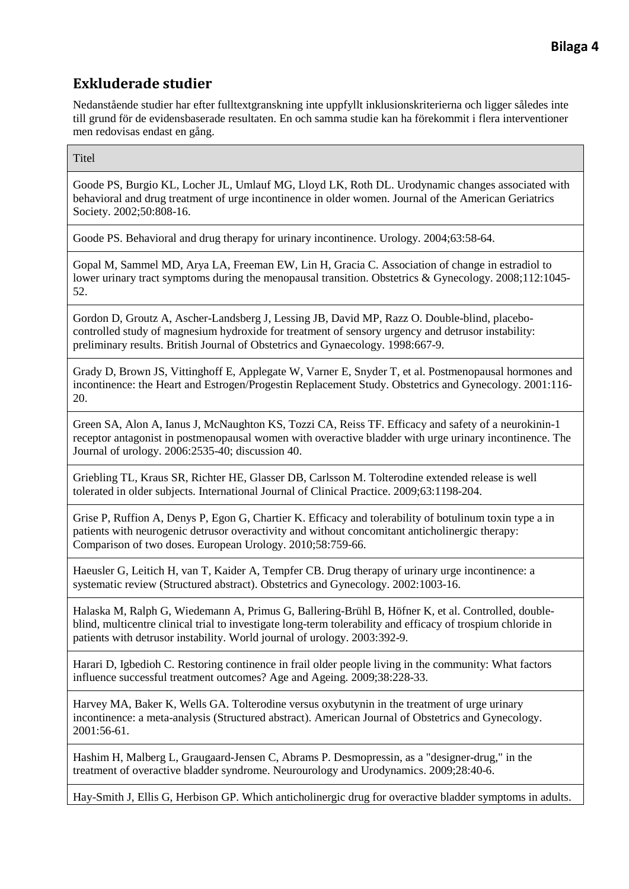## Exkluderade studier

Nedanstående studier har efter fulltextgranskning inte uppfyllt inklusionskriterierna och ligger således inte till grund för de evidensbaserade resultaten. En och samma studie kan ha förekommit i flera interventioner men redovisas endast en gång.

| Titel |
|---|
| Goode PS, Burgio KL, Locher JL, Umlauf MG, Lloyd LK, Roth DL. Urodynamic changes associated with behavioral and drug treatment of urge incontinence in older women. Journal of the American Geriatrics Society. 2002;50:808-16. |
| Goode PS. Behavioral and drug therapy for urinary incontinence. Urology. 2004;63:58-64. |
| Gopal M, Sammel MD, Arya LA, Freeman EW, Lin H, Gracia C. Association of change in estradiol to lower urinary tract symptoms during the menopausal transition. Obstetrics & Gynecology. 2008;112:1045-52. |
| Gordon D, Groutz A, Ascher-Landsberg J, Lessing JB, David MP, Razz O. Double-blind, placebo-controlled study of magnesium hydroxide for treatment of sensory urgency and detrusor instability: preliminary results. British Journal of Obstetrics and Gynaecology. 1998:667-9. |
| Grady D, Brown JS, Vittinghoff E, Applegate W, Varner E, Snyder T, et al. Postmenopausal hormones and incontinence: the Heart and Estrogen/Progestin Replacement Study. Obstetrics and Gynecology. 2001:116-20. |
| Green SA, Alon A, Ianus J, McNaughton KS, Tozzi CA, Reiss TF. Efficacy and safety of a neurokinin-1 receptor antagonist in postmenopausal women with overactive bladder with urge urinary incontinence. The Journal of urology. 2006:2535-40; discussion 40. |
| Griebling TL, Kraus SR, Richter HE, Glasser DB, Carlsson M. Tolterodine extended release is well tolerated in older subjects. International Journal of Clinical Practice. 2009;63:1198-204. |
| Grise P, Ruffion A, Denys P, Egon G, Chartier K. Efficacy and tolerability of botulinum toxin type a in patients with neurogenic detrusor overactivity and without concomitant anticholinergic therapy: Comparison of two doses. European Urology. 2010;58:759-66. |
| Haeusler G, Leitich H, van T, Kaider A, Tempfer CB. Drug therapy of urinary urge incontinence: a systematic review (Structured abstract). Obstetrics and Gynecology. 2002:1003-16. |
| Halaska M, Ralph G, Wiedemann A, Primus G, Ballering-Brühl B, Höfner K, et al. Controlled, double-blind, multicentre clinical trial to investigate long-term tolerability and efficacy of trospium chloride in patients with detrusor instability. World journal of urology. 2003:392-9. |
| Harari D, Igbedioh C. Restoring continence in frail older people living in the community: What factors influence successful treatment outcomes? Age and Ageing. 2009;38:228-33. |
| Harvey MA, Baker K, Wells GA. Tolterodine versus oxybutynin in the treatment of urge urinary incontinence: a meta-analysis (Structured abstract). American Journal of Obstetrics and Gynecology. 2001:56-61. |
| Hashim H, Malberg L, Graugaard-Jensen C, Abrams P. Desmopressin, as a "designer-drug," in the treatment of overactive bladder syndrome. Neurourology and Urodynamics. 2009;28:40-6. |
| Hay-Smith J, Ellis G, Herbison GP. Which anticholinergic drug for overactive bladder symptoms in adults. |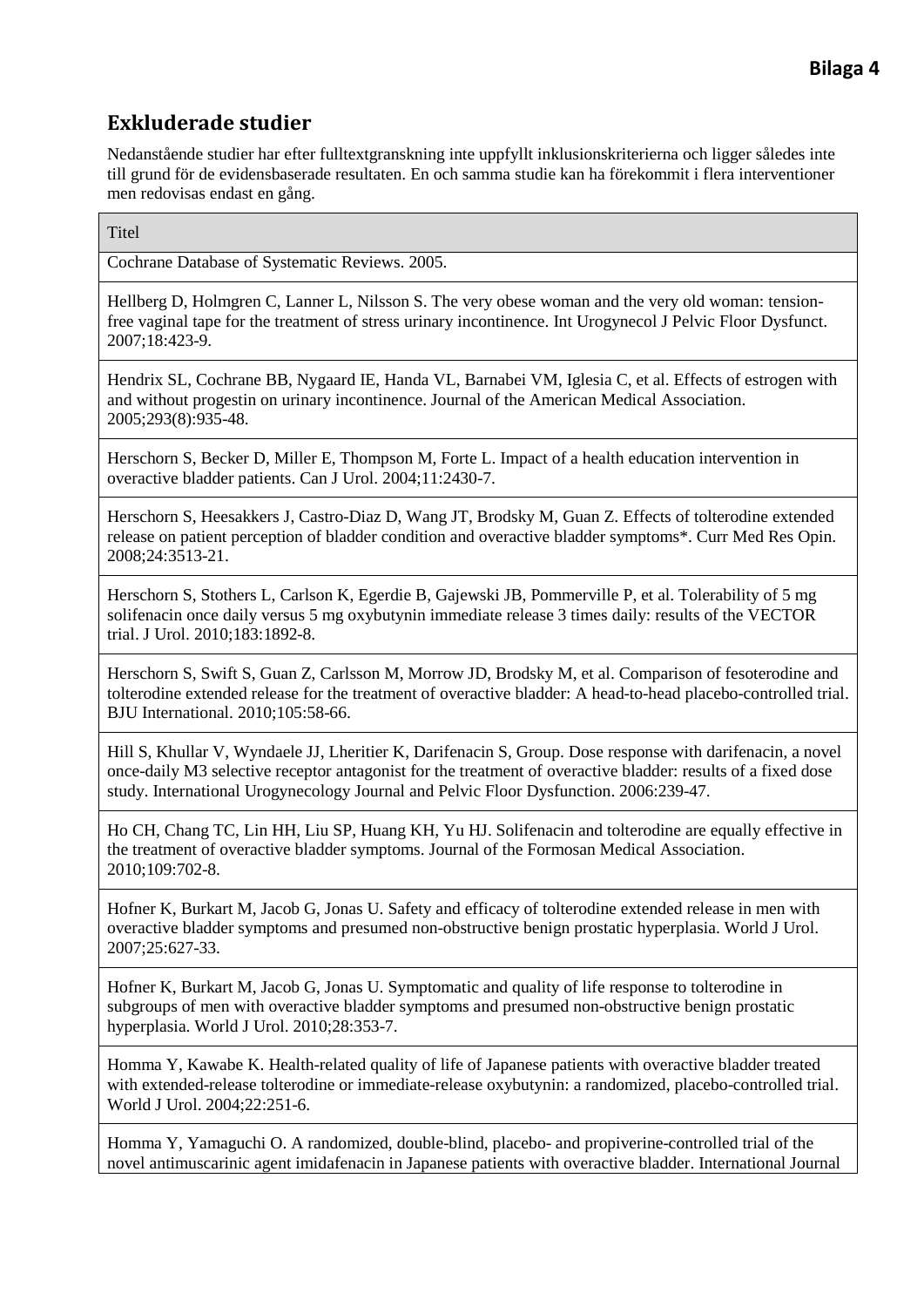**Bilaga 4**

## Exkluderade studier

Nedanstående studier har efter fulltextgranskning inte uppfyllt inklusionskriterierna och ligger således inte till grund för de evidensbaserade resultaten. En och samma studie kan ha förekommit i flera interventioner men redovisas endast en gång.

| Titel |
|---|
| Cochrane Database of Systematic Reviews. 2005. |
| Hellberg D, Holmgren C, Lanner L, Nilsson S. The very obese woman and the very old woman: tension-free vaginal tape for the treatment of stress urinary incontinence. Int Urogynecol J Pelvic Floor Dysfunct. 2007;18:423-9. |
| Hendrix SL, Cochrane BB, Nygaard IE, Handa VL, Barnabei VM, Iglesia C, et al. Effects of estrogen with and without progestin on urinary incontinence. Journal of the American Medical Association. 2005;293(8):935-48. |
| Herschorn S, Becker D, Miller E, Thompson M, Forte L. Impact of a health education intervention in overactive bladder patients. Can J Urol. 2004;11:2430-7. |
| Herschorn S, Heesakkers J, Castro-Diaz D, Wang JT, Brodsky M, Guan Z. Effects of tolterodine extended release on patient perception of bladder condition and overactive bladder symptoms*. Curr Med Res Opin. 2008;24:3513-21. |
| Herschorn S, Stothers L, Carlson K, Egerdie B, Gajewski JB, Pommerville P, et al. Tolerability of 5 mg solifenacin once daily versus 5 mg oxybutynin immediate release 3 times daily: results of the VECTOR trial. J Urol. 2010;183:1892-8. |
| Herschorn S, Swift S, Guan Z, Carlsson M, Morrow JD, Brodsky M, et al. Comparison of fesoterodine and tolterodine extended release for the treatment of overactive bladder: A head-to-head placebo-controlled trial. BJU International. 2010;105:58-66. |
| Hill S, Khullar V, Wyndaele JJ, Lheritier K, Darifenacin S, Group. Dose response with darifenacin, a novel once-daily M3 selective receptor antagonist for the treatment of overactive bladder: results of a fixed dose study. International Urogynecology Journal and Pelvic Floor Dysfunction. 2006:239-47. |
| Ho CH, Chang TC, Lin HH, Liu SP, Huang KH, Yu HJ. Solifenacin and tolterodine are equally effective in the treatment of overactive bladder symptoms. Journal of the Formosan Medical Association. 2010;109:702-8. |
| Hofner K, Burkart M, Jacob G, Jonas U. Safety and efficacy of tolterodine extended release in men with overactive bladder symptoms and presumed non-obstructive benign prostatic hyperplasia. World J Urol. 2007;25:627-33. |
| Hofner K, Burkart M, Jacob G, Jonas U. Symptomatic and quality of life response to tolterodine in subgroups of men with overactive bladder symptoms and presumed non-obstructive benign prostatic hyperplasia. World J Urol. 2010;28:353-7. |
| Homma Y, Kawabe K. Health-related quality of life of Japanese patients with overactive bladder treated with extended-release tolterodine or immediate-release oxybutynin: a randomized, placebo-controlled trial. World J Urol. 2004;22:251-6. |
| Homma Y, Yamaguchi O. A randomized, double-blind, placebo- and propiverine-controlled trial of the novel antimuscarinic agent imidafenacin in Japanese patients with overactive bladder. International Journal |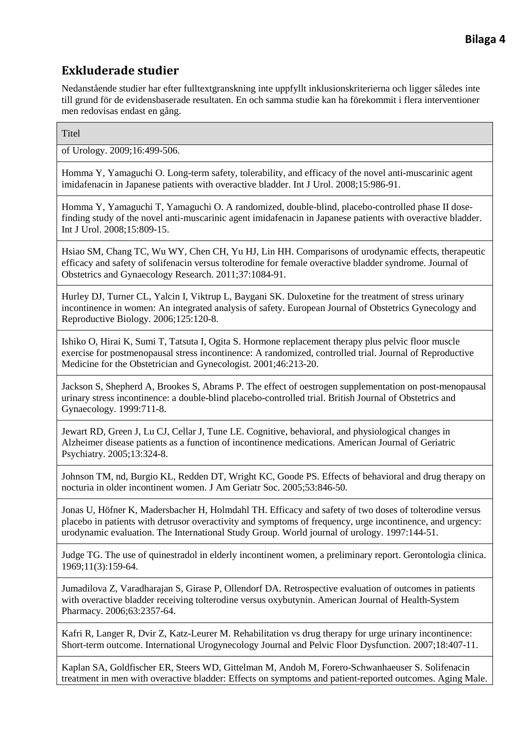## Exkluderade studier

Nedanstående studier har efter fulltextgranskning inte uppfyllt inklusionskriterierna och ligger således inte till grund för de evidensbaserade resultaten. En och samma studie kan ha förekommit i flera interventioner men redovisas endast en gång.

| Titel |
|---|
| of Urology. 2009;16:499-506. |
| Homma Y, Yamaguchi O. Long-term safety, tolerability, and efficacy of the novel anti-muscarinic agent imidafenacin in Japanese patients with overactive bladder. Int J Urol. 2008;15:986-91. |
| Homma Y, Yamaguchi T, Yamaguchi O. A randomized, double-blind, placebo-controlled phase II dose-finding study of the novel anti-muscarinic agent imidafenacin in Japanese patients with overactive bladder. Int J Urol. 2008;15:809-15. |
| Hsiao SM, Chang TC, Wu WY, Chen CH, Yu HJ, Lin HH. Comparisons of urodynamic effects, therapeutic efficacy and safety of solifenacin versus tolterodine for female overactive bladder syndrome. Journal of Obstetrics and Gynaecology Research. 2011;37:1084-91. |
| Hurley DJ, Turner CL, Yalcin I, Viktrup L, Baygani SK. Duloxetine for the treatment of stress urinary incontinence in women: An integrated analysis of safety. European Journal of Obstetrics Gynecology and Reproductive Biology. 2006;125:120-8. |
| Ishiko O, Hirai K, Sumi T, Tatsuta I, Ogita S. Hormone replacement therapy plus pelvic floor muscle exercise for postmenopausal stress incontinence: A randomized, controlled trial. Journal of Reproductive Medicine for the Obstetrician and Gynecologist. 2001;46:213-20. |
| Jackson S, Shepherd A, Brookes S, Abrams P. The effect of oestrogen supplementation on post-menopausal urinary stress incontinence: a double-blind placebo-controlled trial. British Journal of Obstetrics and Gynaecology. 1999:711-8. |
| Jewart RD, Green J, Lu CJ, Cellar J, Tune LE. Cognitive, behavioral, and physiological changes in Alzheimer disease patients as a function of incontinence medications. American Journal of Geriatric Psychiatry. 2005;13:324-8. |
| Johnson TM, nd, Burgio KL, Redden DT, Wright KC, Goode PS. Effects of behavioral and drug therapy on nocturia in older incontinent women. J Am Geriatr Soc. 2005;53:846-50. |
| Jonas U, Höfner K, Madersbacher H, Holmdahl TH. Efficacy and safety of two doses of tolterodine versus placebo in patients with detrusor overactivity and symptoms of frequency, urge incontinence, and urgency: urodynamic evaluation. The International Study Group. World journal of urology. 1997:144-51. |
| Judge TG. The use of quinestradol in elderly incontinent women, a preliminary report. Gerontologia clinica. 1969;11(3):159-64. |
| Jumadilova Z, Varadharajan S, Girase P, Ollendorf DA. Retrospective evaluation of outcomes in patients with overactive bladder receiving tolterodine versus oxybutynin. American Journal of Health-System Pharmacy. 2006;63:2357-64. |
| Kafri R, Langer R, Dvir Z, Katz-Leurer M. Rehabilitation vs drug therapy for urge urinary incontinence: Short-term outcome. International Urogynecology Journal and Pelvic Floor Dysfunction. 2007;18:407-11. |
| Kaplan SA, Goldfischer ER, Steers WD, Gittelman M, Andoh M, Forero-Schwanhaeuser S. Solifenacin treatment in men with overactive bladder: Effects on symptoms and patient-reported outcomes. Aging Male. |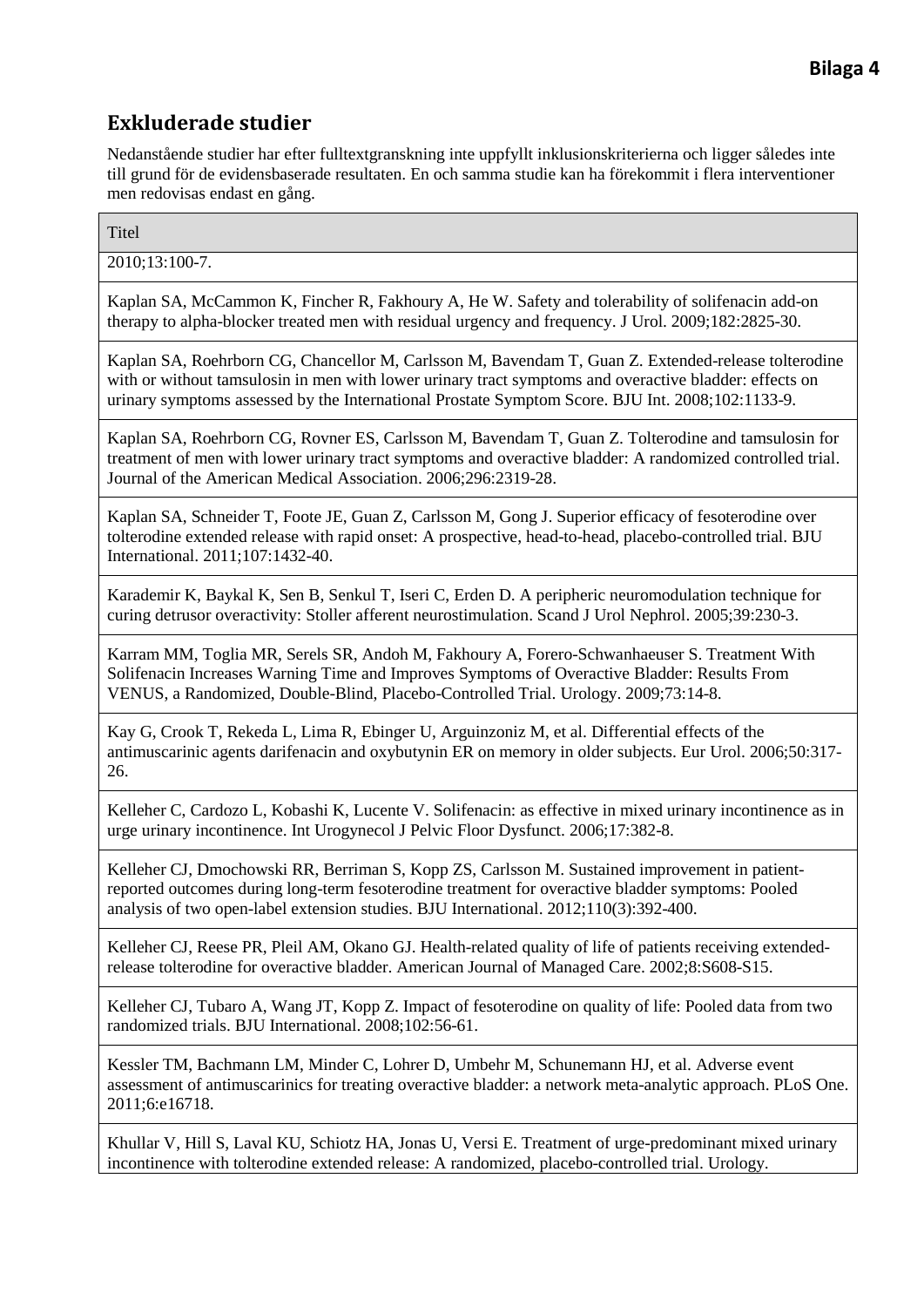## Exkluderade studier

Nedanstående studier har efter fulltextgranskning inte uppfyllt inklusionskriterierna och ligger således inte till grund för de evidensbaserade resultaten. En och samma studie kan ha förekommit i flera interventioner men redovisas endast en gång.

| Titel |
|---|
| 2010;13:100-7. |
| Kaplan SA, McCammon K, Fincher R, Fakhoury A, He W. Safety and tolerability of solifenacin add-on therapy to alpha-blocker treated men with residual urgency and frequency. J Urol. 2009;182:2825-30. |
| Kaplan SA, Roehrborn CG, Chancellor M, Carlsson M, Bavendam T, Guan Z. Extended-release tolterodine with or without tamsulosin in men with lower urinary tract symptoms and overactive bladder: effects on urinary symptoms assessed by the International Prostate Symptom Score. BJU Int. 2008;102:1133-9. |
| Kaplan SA, Roehrborn CG, Rovner ES, Carlsson M, Bavendam T, Guan Z. Tolterodine and tamsulosin for treatment of men with lower urinary tract symptoms and overactive bladder: A randomized controlled trial. Journal of the American Medical Association. 2006;296:2319-28. |
| Kaplan SA, Schneider T, Foote JE, Guan Z, Carlsson M, Gong J. Superior efficacy of fesoterodine over tolterodine extended release with rapid onset: A prospective, head-to-head, placebo-controlled trial. BJU International. 2011;107:1432-40. |
| Karademir K, Baykal K, Sen B, Senkul T, Iseri C, Erden D. A peripheric neuromodulation technique for curing detrusor overactivity: Stoller afferent neurostimulation. Scand J Urol Nephrol. 2005;39:230-3. |
| Karram MM, Toglia MR, Serels SR, Andoh M, Fakhoury A, Forero-Schwanhaeuser S. Treatment With Solifenacin Increases Warning Time and Improves Symptoms of Overactive Bladder: Results From VENUS, a Randomized, Double-Blind, Placebo-Controlled Trial. Urology. 2009;73:14-8. |
| Kay G, Crook T, Rekeda L, Lima R, Ebinger U, Arguinzoniz M, et al. Differential effects of the antimuscarinic agents darifenacin and oxybutynin ER on memory in older subjects. Eur Urol. 2006;50:317-26. |
| Kelleher C, Cardozo L, Kobashi K, Lucente V. Solifenacin: as effective in mixed urinary incontinence as in urge urinary incontinence. Int Urogynecol J Pelvic Floor Dysfunct. 2006;17:382-8. |
| Kelleher CJ, Dmochowski RR, Berriman S, Kopp ZS, Carlsson M. Sustained improvement in patient-reported outcomes during long-term fesoterodine treatment for overactive bladder symptoms: Pooled analysis of two open-label extension studies. BJU International. 2012;110(3):392-400. |
| Kelleher CJ, Reese PR, Pleil AM, Okano GJ. Health-related quality of life of patients receiving extended-release tolterodine for overactive bladder. American Journal of Managed Care. 2002;8:S608-S15. |
| Kelleher CJ, Tubaro A, Wang JT, Kopp Z. Impact of fesoterodine on quality of life: Pooled data from two randomized trials. BJU International. 2008;102:56-61. |
| Kessler TM, Bachmann LM, Minder C, Lohrer D, Umbehr M, Schunemann HJ, et al. Adverse event assessment of antimuscarinics for treating overactive bladder: a network meta-analytic approach. PLoS One. 2011;6:e16718. |
| Khullar V, Hill S, Laval KU, Schiotz HA, Jonas U, Versi E. Treatment of urge-predominant mixed urinary incontinence with tolterodine extended release: A randomized, placebo-controlled trial. Urology. |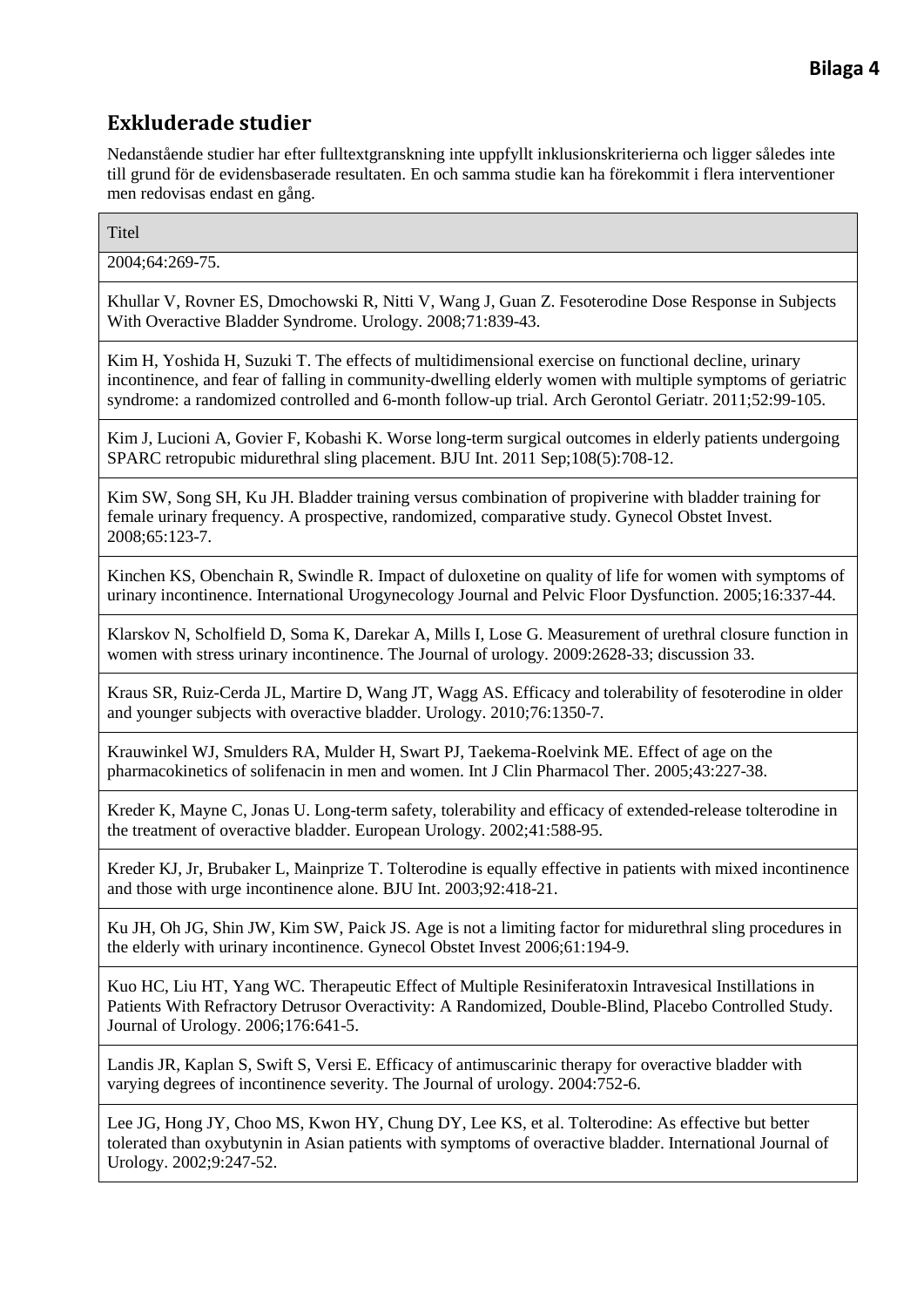## Exkluderade studier

Nedanstående studier har efter fulltextgranskning inte uppfyllt inklusionskriterierna och ligger således inte till grund för de evidensbaserade resultaten. En och samma studie kan ha förekommit i flera interventioner men redovisas endast en gång.

| Titel |
|---|
| 2004;64:269-75. |
| Khullar V, Rovner ES, Dmochowski R, Nitti V, Wang J, Guan Z. Fesoterodine Dose Response in Subjects With Overactive Bladder Syndrome. Urology. 2008;71:839-43. |
| Kim H, Yoshida H, Suzuki T. The effects of multidimensional exercise on functional decline, urinary incontinence, and fear of falling in community-dwelling elderly women with multiple symptoms of geriatric syndrome: a randomized controlled and 6-month follow-up trial. Arch Gerontol Geriatr. 2011;52:99-105. |
| Kim J, Lucioni A, Govier F, Kobashi K. Worse long-term surgical outcomes in elderly patients undergoing SPARC retropubic midurethral sling placement. BJU Int. 2011 Sep;108(5):708-12. |
| Kim SW, Song SH, Ku JH. Bladder training versus combination of propiverine with bladder training for female urinary frequency. A prospective, randomized, comparative study. Gynecol Obstet Invest. 2008;65:123-7. |
| Kinchen KS, Obenchain R, Swindle R. Impact of duloxetine on quality of life for women with symptoms of urinary incontinence. International Urogynecology Journal and Pelvic Floor Dysfunction. 2005;16:337-44. |
| Klarskov N, Scholfield D, Soma K, Darekar A, Mills I, Lose G. Measurement of urethral closure function in women with stress urinary incontinence. The Journal of urology. 2009:2628-33; discussion 33. |
| Kraus SR, Ruiz-Cerda JL, Martire D, Wang JT, Wagg AS. Efficacy and tolerability of fesoterodine in older and younger subjects with overactive bladder. Urology. 2010;76:1350-7. |
| Krauwinkel WJ, Smulders RA, Mulder H, Swart PJ, Taekema-Roelvink ME. Effect of age on the pharmacokinetics of solifenacin in men and women. Int J Clin Pharmacol Ther. 2005;43:227-38. |
| Kreder K, Mayne C, Jonas U. Long-term safety, tolerability and efficacy of extended-release tolterodine in the treatment of overactive bladder. European Urology. 2002;41:588-95. |
| Kreder KJ, Jr, Brubaker L, Mainprize T. Tolterodine is equally effective in patients with mixed incontinence and those with urge incontinence alone. BJU Int. 2003;92:418-21. |
| Ku JH, Oh JG, Shin JW, Kim SW, Paick JS. Age is not a limiting factor for midurethral sling procedures in the elderly with urinary incontinence. Gynecol Obstet Invest 2006;61:194-9. |
| Kuo HC, Liu HT, Yang WC. Therapeutic Effect of Multiple Resiniferatoxin Intravesical Instillations in Patients With Refractory Detrusor Overactivity: A Randomized, Double-Blind, Placebo Controlled Study. Journal of Urology. 2006;176:641-5. |
| Landis JR, Kaplan S, Swift S, Versi E. Efficacy of antimuscarinic therapy for overactive bladder with varying degrees of incontinence severity. The Journal of urology. 2004:752-6. |
| Lee JG, Hong JY, Choo MS, Kwon HY, Chung DY, Lee KS, et al. Tolterodine: As effective but better tolerated than oxybutynin in Asian patients with symptoms of overactive bladder. International Journal of Urology. 2002;9:247-52. |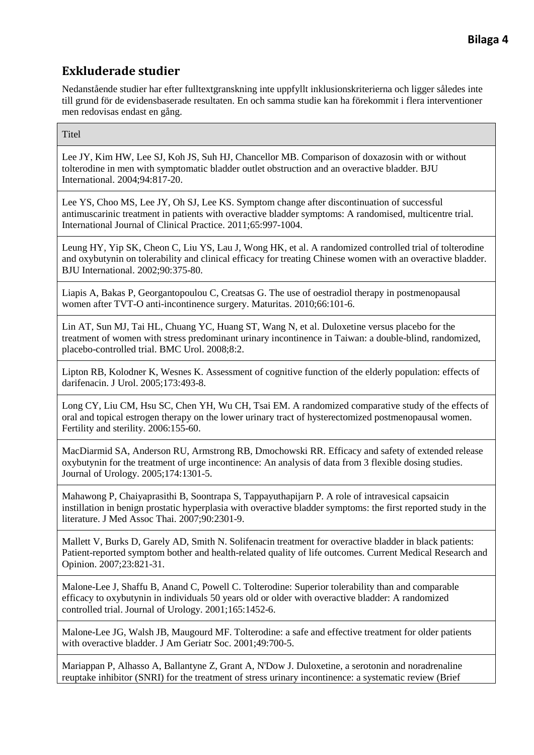**Bilaga 4**

## Exkluderade studier

Nedanstående studier har efter fulltextgranskning inte uppfyllt inklusionskriterierna och ligger således inte till grund för de evidensbaserade resultaten. En och samma studie kan ha förekommit i flera interventioner men redovisas endast en gång.

| Titel |
|---|
| Lee JY, Kim HW, Lee SJ, Koh JS, Suh HJ, Chancellor MB. Comparison of doxazosin with or without tolterodine in men with symptomatic bladder outlet obstruction and an overactive bladder. BJU International. 2004;94:817-20. |
| Lee YS, Choo MS, Lee JY, Oh SJ, Lee KS. Symptom change after discontinuation of successful antimuscarinic treatment in patients with overactive bladder symptoms: A randomised, multicentre trial. International Journal of Clinical Practice. 2011;65:997-1004. |
| Leung HY, Yip SK, Cheon C, Liu YS, Lau J, Wong HK, et al. A randomized controlled trial of tolterodine and oxybutynin on tolerability and clinical efficacy for treating Chinese women with an overactive bladder. BJU International. 2002;90:375-80. |
| Liapis A, Bakas P, Georgantopoulou C, Creatsas G. The use of oestradiol therapy in postmenopausal women after TVT-O anti-incontinence surgery. Maturitas. 2010;66:101-6. |
| Lin AT, Sun MJ, Tai HL, Chuang YC, Huang ST, Wang N, et al. Duloxetine versus placebo for the treatment of women with stress predominant urinary incontinence in Taiwan: a double-blind, randomized, placebo-controlled trial. BMC Urol. 2008;8:2. |
| Lipton RB, Kolodner K, Wesnes K. Assessment of cognitive function of the elderly population: effects of darifenacin. J Urol. 2005;173:493-8. |
| Long CY, Liu CM, Hsu SC, Chen YH, Wu CH, Tsai EM. A randomized comparative study of the effects of oral and topical estrogen therapy on the lower urinary tract of hysterectomized postmenopausal women. Fertility and sterility. 2006:155-60. |
| MacDiarmid SA, Anderson RU, Armstrong RB, Dmochowski RR. Efficacy and safety of extended release oxybutynin for the treatment of urge incontinence: An analysis of data from 3 flexible dosing studies. Journal of Urology. 2005;174:1301-5. |
| Mahawong P, Chaiyaprasithi B, Soontrapa S, Tappayuthapijarn P. A role of intravesical capsaicin instillation in benign prostatic hyperplasia with overactive bladder symptoms: the first reported study in the literature. J Med Assoc Thai. 2007;90:2301-9. |
| Mallett V, Burks D, Garely AD, Smith N. Solifenacin treatment for overactive bladder in black patients: Patient-reported symptom bother and health-related quality of life outcomes. Current Medical Research and Opinion. 2007;23:821-31. |
| Malone-Lee J, Shaffu B, Anand C, Powell C. Tolterodine: Superior tolerability than and comparable efficacy to oxybutynin in individuals 50 years old or older with overactive bladder: A randomized controlled trial. Journal of Urology. 2001;165:1452-6. |
| Malone-Lee JG, Walsh JB, Maugourd MF. Tolterodine: a safe and effective treatment for older patients with overactive bladder. J Am Geriatr Soc. 2001;49:700-5. |
| Mariappan P, Alhasso A, Ballantyne Z, Grant A, N'Dow J. Duloxetine, a serotonin and noradrenaline reuptake inhibitor (SNRI) for the treatment of stress urinary incontinence: a systematic review (Brief |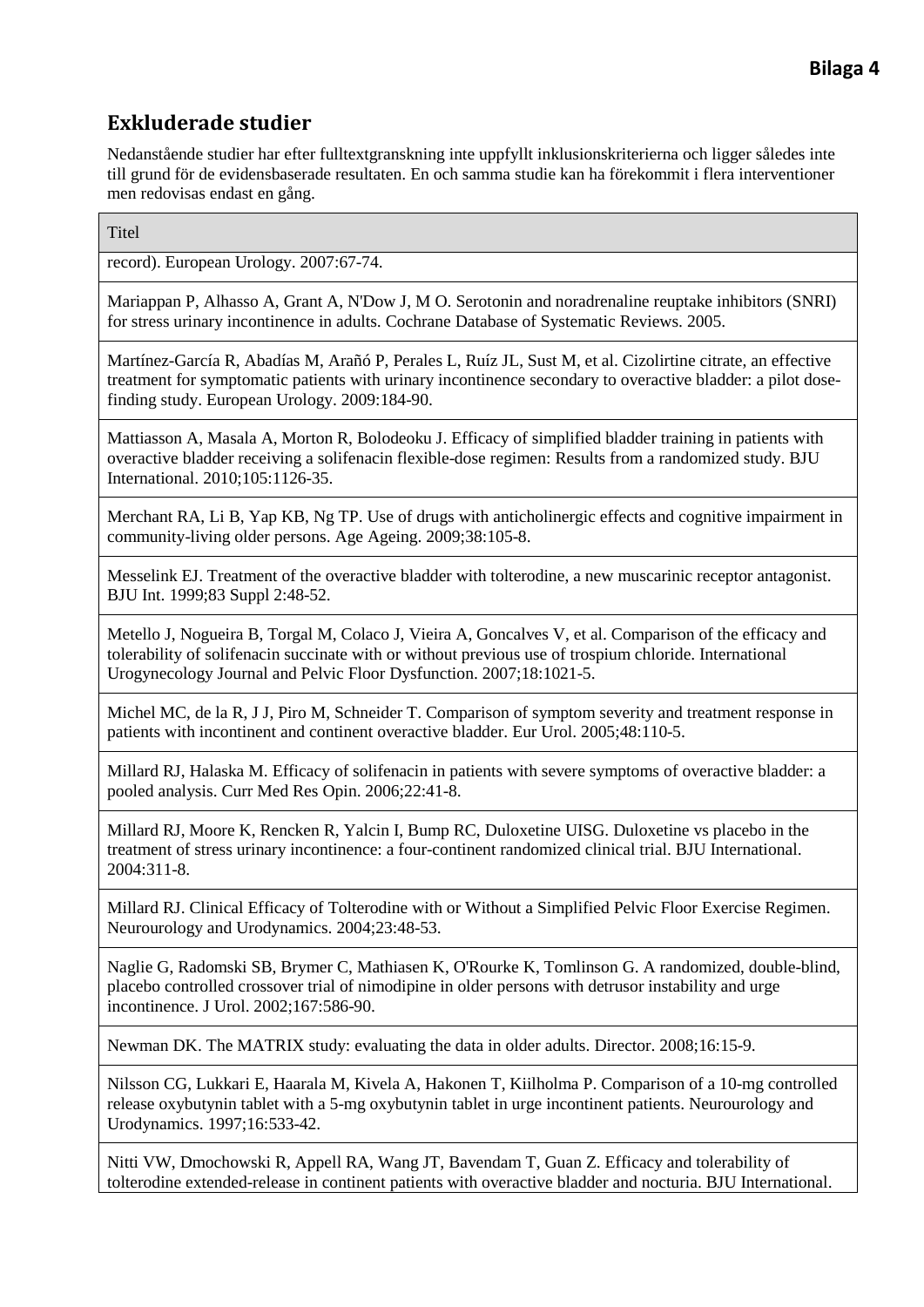# Exkluderade studier

Nedanstående studier har efter fulltextgranskning inte uppfyllt inklusionskriterierna och ligger således inte till grund för de evidensbaserade resultaten. En och samma studie kan ha förekommit i flera interventioner men redovisas endast en gång.

| Titel |
| --- |
| record). European Urology. 2007:67-74. |
| Mariappan P, Alhasso A, Grant A, N'Dow J, M O. Serotonin and noradrenaline reuptake inhibitors (SNRI) for stress urinary incontinence in adults. Cochrane Database of Systematic Reviews. 2005. |
| Martínez-García R, Abadías M, Arañó P, Perales L, Ruíz JL, Sust M, et al. Cizolirtine citrate, an effective treatment for symptomatic patients with urinary incontinence secondary to overactive bladder: a pilot dose-finding study. European Urology. 2009:184-90. |
| Mattiasson A, Masala A, Morton R, Bolodeoku J. Efficacy of simplified bladder training in patients with overactive bladder receiving a solifenacin flexible-dose regimen: Results from a randomized study. BJU International. 2010;105:1126-35. |
| Merchant RA, Li B, Yap KB, Ng TP. Use of drugs with anticholinergic effects and cognitive impairment in community-living older persons. Age Ageing. 2009;38:105-8. |
| Messelink EJ. Treatment of the overactive bladder with tolterodine, a new muscarinic receptor antagonist. BJU Int. 1999;83 Suppl 2:48-52. |
| Metello J, Nogueira B, Torgal M, Colaco J, Vieira A, Goncalves V, et al. Comparison of the efficacy and tolerability of solifenacin succinate with or without previous use of trospium chloride. International Urogynecology Journal and Pelvic Floor Dysfunction. 2007;18:1021-5. |
| Michel MC, de la R, J J, Piro M, Schneider T. Comparison of symptom severity and treatment response in patients with incontinent and continent overactive bladder. Eur Urol. 2005;48:110-5. |
| Millard RJ, Halaska M. Efficacy of solifenacin in patients with severe symptoms of overactive bladder: a pooled analysis. Curr Med Res Opin. 2006;22:41-8. |
| Millard RJ, Moore K, Rencken R, Yalcin I, Bump RC, Duloxetine UISG. Duloxetine vs placebo in the treatment of stress urinary incontinence: a four-continent randomized clinical trial. BJU International. 2004:311-8. |
| Millard RJ. Clinical Efficacy of Tolterodine with or Without a Simplified Pelvic Floor Exercise Regimen. Neurourology and Urodynamics. 2004;23:48-53. |
| Naglie G, Radomski SB, Brymer C, Mathiasen K, O'Rourke K, Tomlinson G. A randomized, double-blind, placebo controlled crossover trial of nimodipine in older persons with detrusor instability and urge incontinence. J Urol. 2002;167:586-90. |
| Newman DK. The MATRIX study: evaluating the data in older adults. Director. 2008;16:15-9. |
| Nilsson CG, Lukkari E, Haarala M, Kivela A, Hakonen T, Kiilholma P. Comparison of a 10-mg controlled release oxybutynin tablet with a 5-mg oxybutynin tablet in urge incontinent patients. Neurourology and Urodynamics. 1997;16:533-42. |
| Nitti VW, Dmochowski R, Appell RA, Wang JT, Bavendam T, Guan Z. Efficacy and tolerability of tolterodine extended-release in continent patients with overactive bladder and nocturia. BJU International. |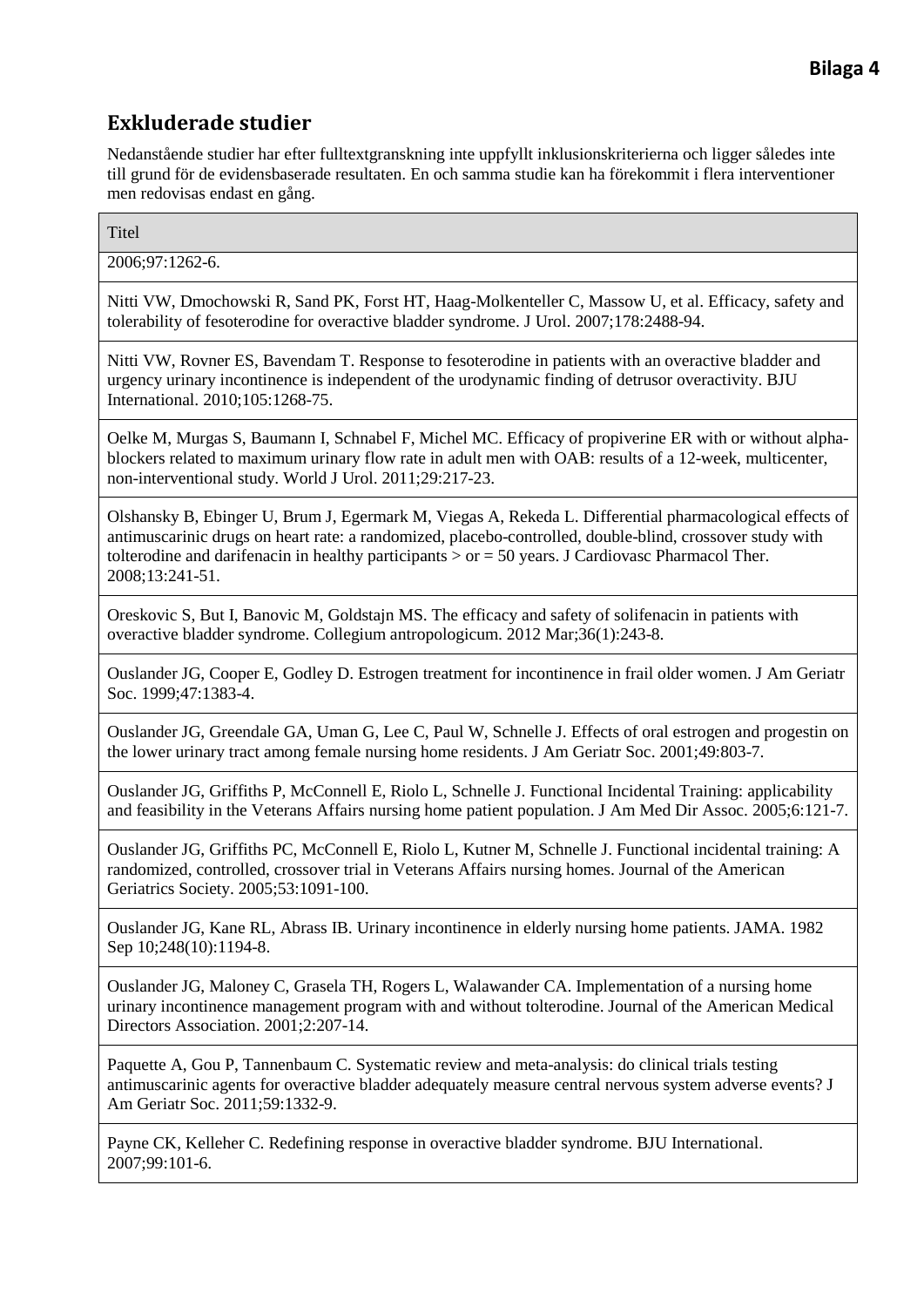# Exkluderade studier

Nedanstående studier har efter fulltextgranskning inte uppfyllt inklusionskriterierna och ligger således inte till grund för de evidensbaserade resultaten. En och samma studie kan ha förekommit i flera interventioner men redovisas endast en gång.

| Titel |
|---|
| 2006;97:1262-6. |
| Nitti VW, Dmochowski R, Sand PK, Forst HT, Haag-Molkenteller C, Massow U, et al. Efficacy, safety and tolerability of fesoterodine for overactive bladder syndrome. J Urol. 2007;178:2488-94. |
| Nitti VW, Rovner ES, Bavendam T. Response to fesoterodine in patients with an overactive bladder and urgency urinary incontinence is independent of the urodynamic finding of detrusor overactivity. BJU International. 2010;105:1268-75. |
| Oelke M, Murgas S, Baumann I, Schnabel F, Michel MC. Efficacy of propiverine ER with or without alpha-blockers related to maximum urinary flow rate in adult men with OAB: results of a 12-week, multicenter, non-interventional study. World J Urol. 2011;29:217-23. |
| Olshansky B, Ebinger U, Brum J, Egermark M, Viegas A, Rekeda L. Differential pharmacological effects of antimuscarinic drugs on heart rate: a randomized, placebo-controlled, double-blind, crossover study with tolterodine and darifenacin in healthy participants > or = 50 years. J Cardiovasc Pharmacol Ther. 2008;13:241-51. |
| Oreskovic S, But I, Banovic M, Goldstajn MS. The efficacy and safety of solifenacin in patients with overactive bladder syndrome. Collegium antropologicum. 2012 Mar;36(1):243-8. |
| Ouslander JG, Cooper E, Godley D. Estrogen treatment for incontinence in frail older women. J Am Geriatr Soc. 1999;47:1383-4. |
| Ouslander JG, Greendale GA, Uman G, Lee C, Paul W, Schnelle J. Effects of oral estrogen and progestin on the lower urinary tract among female nursing home residents. J Am Geriatr Soc. 2001;49:803-7. |
| Ouslander JG, Griffiths P, McConnell E, Riolo L, Schnelle J. Functional Incidental Training: applicability and feasibility in the Veterans Affairs nursing home patient population. J Am Med Dir Assoc. 2005;6:121-7. |
| Ouslander JG, Griffiths PC, McConnell E, Riolo L, Kutner M, Schnelle J. Functional incidental training: A randomized, controlled, crossover trial in Veterans Affairs nursing homes. Journal of the American Geriatrics Society. 2005;53:1091-100. |
| Ouslander JG, Kane RL, Abrass IB. Urinary incontinence in elderly nursing home patients. JAMA. 1982 Sep 10;248(10):1194-8. |
| Ouslander JG, Maloney C, Grasela TH, Rogers L, Walawander CA. Implementation of a nursing home urinary incontinence management program with and without tolterodine. Journal of the American Medical Directors Association. 2001;2:207-14. |
| Paquette A, Gou P, Tannenbaum C. Systematic review and meta-analysis: do clinical trials testing antimuscarinic agents for overactive bladder adequately measure central nervous system adverse events? J Am Geriatr Soc. 2011;59:1332-9. |
| Payne CK, Kelleher C. Redefining response in overactive bladder syndrome. BJU International. 2007;99:101-6. |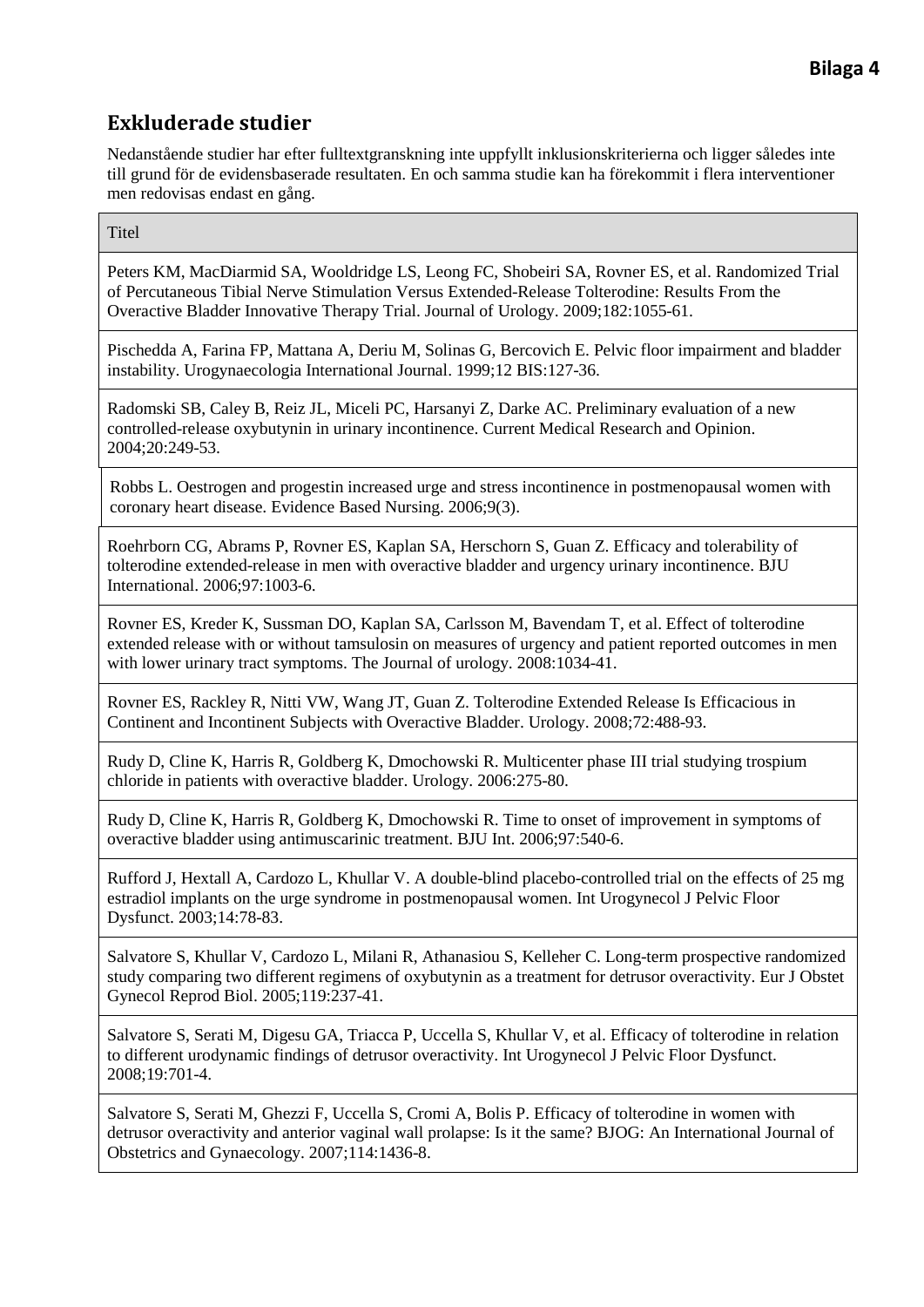## Exkluderade studier

Nedanstående studier har efter fulltextgranskning inte uppfyllt inklusionskriterierna och ligger således inte till grund för de evidensbaserade resultaten. En och samma studie kan ha förekommit i flera interventioner men redovisas endast en gång.

| Titel |
|---|
| Peters KM, MacDiarmid SA, Wooldridge LS, Leong FC, Shobeiri SA, Rovner ES, et al. Randomized Trial of Percutaneous Tibial Nerve Stimulation Versus Extended-Release Tolterodine: Results From the Overactive Bladder Innovative Therapy Trial. Journal of Urology. 2009;182:1055-61. |
| Pischedda A, Farina FP, Mattana A, Deriu M, Solinas G, Bercovich E. Pelvic floor impairment and bladder instability. Urogynaecologia International Journal. 1999;12 BIS:127-36. |
| Radomski SB, Caley B, Reiz JL, Miceli PC, Harsanyi Z, Darke AC. Preliminary evaluation of a new controlled-release oxybutynin in urinary incontinence. Current Medical Research and Opinion. 2004;20:249-53. |
| Robbs L. Oestrogen and progestin increased urge and stress incontinence in postmenopausal women with coronary heart disease. Evidence Based Nursing. 2006;9(3). |
| Roehrborn CG, Abrams P, Rovner ES, Kaplan SA, Herschorn S, Guan Z. Efficacy and tolerability of tolterodine extended-release in men with overactive bladder and urgency urinary incontinence. BJU International. 2006;97:1003-6. |
| Rovner ES, Kreder K, Sussman DO, Kaplan SA, Carlsson M, Bavendam T, et al. Effect of tolterodine extended release with or without tamsulosin on measures of urgency and patient reported outcomes in men with lower urinary tract symptoms. The Journal of urology. 2008:1034-41. |
| Rovner ES, Rackley R, Nitti VW, Wang JT, Guan Z. Tolterodine Extended Release Is Efficacious in Continent and Incontinent Subjects with Overactive Bladder. Urology. 2008;72:488-93. |
| Rudy D, Cline K, Harris R, Goldberg K, Dmochowski R. Multicenter phase III trial studying trospium chloride in patients with overactive bladder. Urology. 2006:275-80. |
| Rudy D, Cline K, Harris R, Goldberg K, Dmochowski R. Time to onset of improvement in symptoms of overactive bladder using antimuscarinic treatment. BJU Int. 2006;97:540-6. |
| Rufford J, Hextall A, Cardozo L, Khullar V. A double-blind placebo-controlled trial on the effects of 25 mg estradiol implants on the urge syndrome in postmenopausal women. Int Urogynecol J Pelvic Floor Dysfunct. 2003;14:78-83. |
| Salvatore S, Khullar V, Cardozo L, Milani R, Athanasiou S, Kelleher C. Long-term prospective randomized study comparing two different regimens of oxybutynin as a treatment for detrusor overactivity. Eur J Obstet Gynecol Reprod Biol. 2005;119:237-41. |
| Salvatore S, Serati M, Digesu GA, Triacca P, Uccella S, Khullar V, et al. Efficacy of tolterodine in relation to different urodynamic findings of detrusor overactivity. Int Urogynecol J Pelvic Floor Dysfunct. 2008;19:701-4. |
| Salvatore S, Serati M, Ghezzi F, Uccella S, Cromi A, Bolis P. Efficacy of tolterodine in women with detrusor overactivity and anterior vaginal wall prolapse: Is it the same? BJOG: An International Journal of Obstetrics and Gynaecology. 2007;114:1436-8. |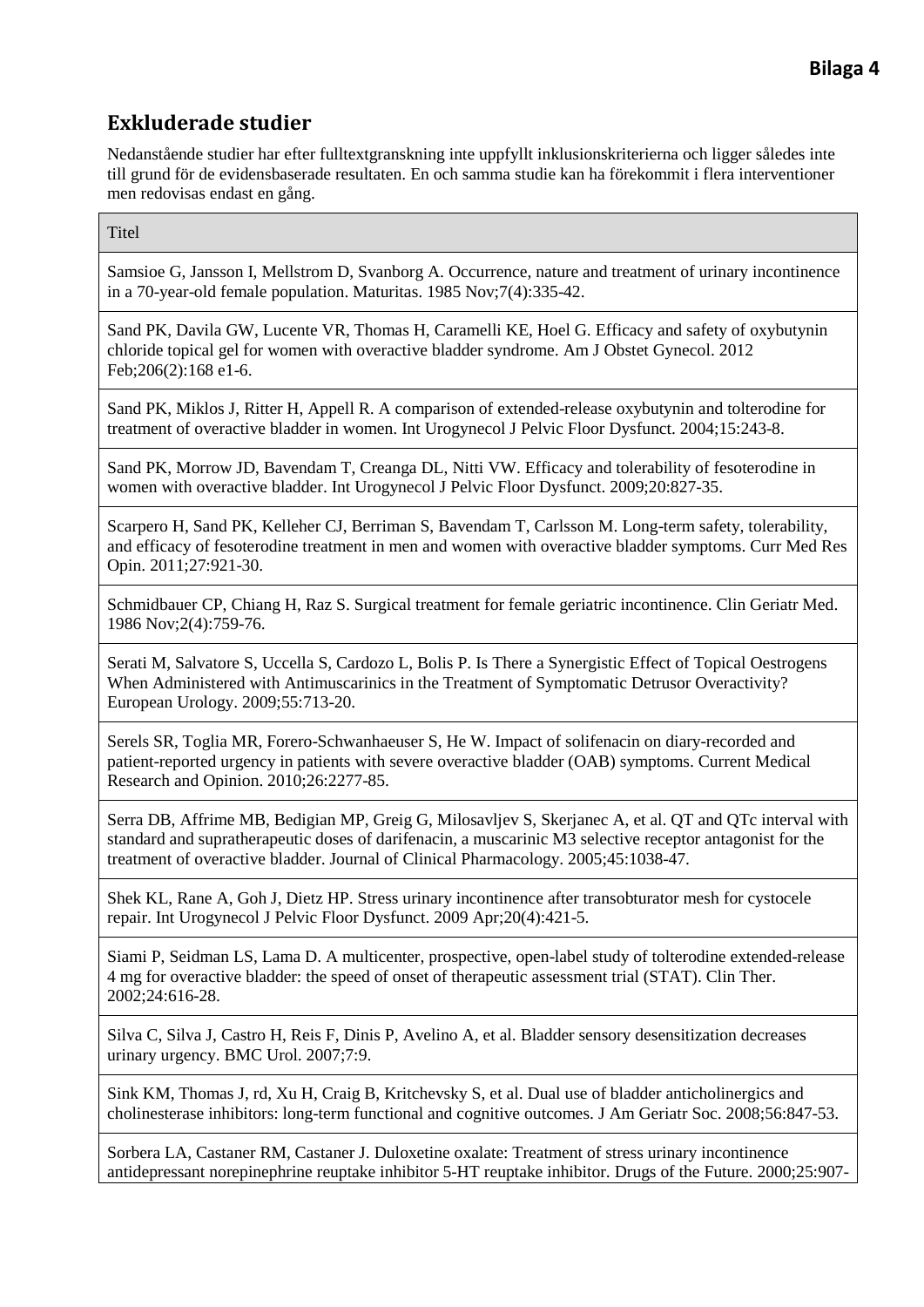## Exkluderade studier

Nedanstående studier har efter fulltextgranskning inte uppfyllt inklusionskriterierna och ligger således inte till grund för de evidensbaserade resultaten. En och samma studie kan ha förekommit i flera interventioner men redovisas endast en gång.

| Titel |
|---|
| Samsioe G, Jansson I, Mellstrom D, Svanborg A. Occurrence, nature and treatment of urinary incontinence in a 70-year-old female population. Maturitas. 1985 Nov;7(4):335-42. |
| Sand PK, Davila GW, Lucente VR, Thomas H, Caramelli KE, Hoel G. Efficacy and safety of oxybutynin chloride topical gel for women with overactive bladder syndrome. Am J Obstet Gynecol. 2012 Feb;206(2):168 e1-6. |
| Sand PK, Miklos J, Ritter H, Appell R. A comparison of extended-release oxybutynin and tolterodine for treatment of overactive bladder in women. Int Urogynecol J Pelvic Floor Dysfunct. 2004;15:243-8. |
| Sand PK, Morrow JD, Bavendam T, Creanga DL, Nitti VW. Efficacy and tolerability of fesoterodine in women with overactive bladder. Int Urogynecol J Pelvic Floor Dysfunct. 2009;20:827-35. |
| Scarpero H, Sand PK, Kelleher CJ, Berriman S, Bavendam T, Carlsson M. Long-term safety, tolerability, and efficacy of fesoterodine treatment in men and women with overactive bladder symptoms. Curr Med Res Opin. 2011;27:921-30. |
| Schmidbauer CP, Chiang H, Raz S. Surgical treatment for female geriatric incontinence. Clin Geriatr Med. 1986 Nov;2(4):759-76. |
| Serati M, Salvatore S, Uccella S, Cardozo L, Bolis P. Is There a Synergistic Effect of Topical Oestrogens When Administered with Antimuscarinics in the Treatment of Symptomatic Detrusor Overactivity? European Urology. 2009;55:713-20. |
| Serels SR, Toglia MR, Forero-Schwanhaeuser S, He W. Impact of solifenacin on diary-recorded and patient-reported urgency in patients with severe overactive bladder (OAB) symptoms. Current Medical Research and Opinion. 2010;26:2277-85. |
| Serra DB, Affrime MB, Bedigian MP, Greig G, Milosavljev S, Skerjanec A, et al. QT and QTc interval with standard and supratherapeutic doses of darifenacin, a muscarinic M3 selective receptor antagonist for the treatment of overactive bladder. Journal of Clinical Pharmacology. 2005;45:1038-47. |
| Shek KL, Rane A, Goh J, Dietz HP. Stress urinary incontinence after transobturator mesh for cystocele repair. Int Urogynecol J Pelvic Floor Dysfunct. 2009 Apr;20(4):421-5. |
| Siami P, Seidman LS, Lama D. A multicenter, prospective, open-label study of tolterodine extended-release 4 mg for overactive bladder: the speed of onset of therapeutic assessment trial (STAT). Clin Ther. 2002;24:616-28. |
| Silva C, Silva J, Castro H, Reis F, Dinis P, Avelino A, et al. Bladder sensory desensitization decreases urinary urgency. BMC Urol. 2007;7:9. |
| Sink KM, Thomas J, rd, Xu H, Craig B, Kritchevsky S, et al. Dual use of bladder anticholinergics and cholinesterase inhibitors: long-term functional and cognitive outcomes. J Am Geriatr Soc. 2008;56:847-53. |
| Sorbera LA, Castaner RM, Castaner J. Duloxetine oxalate: Treatment of stress urinary incontinence antidepressant norepinephrine reuptake inhibitor 5-HT reuptake inhibitor. Drugs of the Future. 2000;25:907- |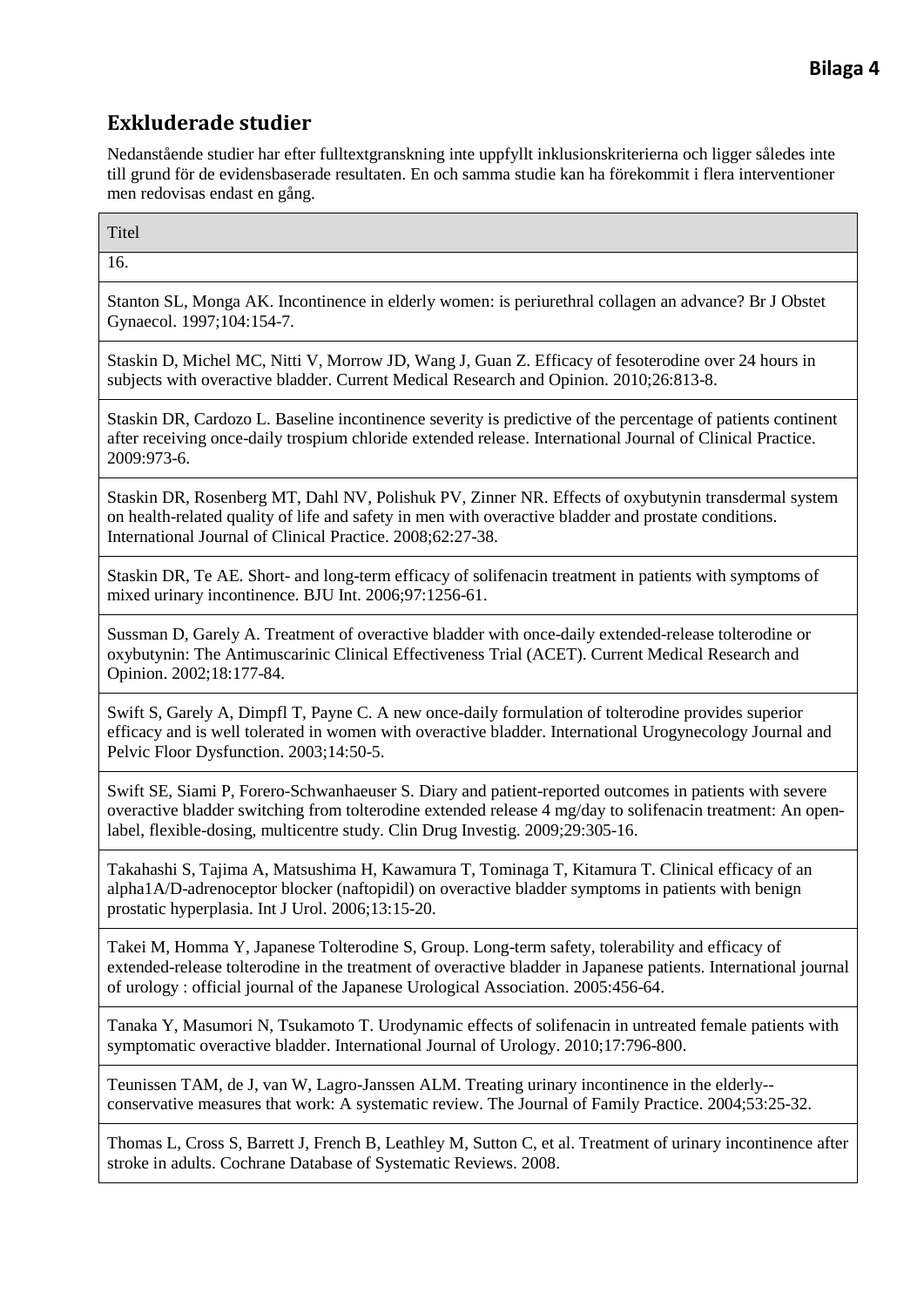## Exkluderade studier

Nedanstående studier har efter fulltextgranskning inte uppfyllt inklusionskriterierna och ligger således inte till grund för de evidensbaserade resultaten. En och samma studie kan ha förekommit i flera interventioner men redovisas endast en gång.

| Titel |
|---|
| 16. |
| Stanton SL, Monga AK. Incontinence in elderly women: is periurethral collagen an advance? Br J Obstet Gynaecol. 1997;104:154-7. |
| Staskin D, Michel MC, Nitti V, Morrow JD, Wang J, Guan Z. Efficacy of fesoterodine over 24 hours in subjects with overactive bladder. Current Medical Research and Opinion. 2010;26:813-8. |
| Staskin DR, Cardozo L. Baseline incontinence severity is predictive of the percentage of patients continent after receiving once-daily trospium chloride extended release. International Journal of Clinical Practice. 2009:973-6. |
| Staskin DR, Rosenberg MT, Dahl NV, Polishuk PV, Zinner NR. Effects of oxybutynin transdermal system on health-related quality of life and safety in men with overactive bladder and prostate conditions. International Journal of Clinical Practice. 2008;62:27-38. |
| Staskin DR, Te AE. Short- and long-term efficacy of solifenacin treatment in patients with symptoms of mixed urinary incontinence. BJU Int. 2006;97:1256-61. |
| Sussman D, Garely A. Treatment of overactive bladder with once-daily extended-release tolterodine or oxybutynin: The Antimuscarinic Clinical Effectiveness Trial (ACET). Current Medical Research and Opinion. 2002;18:177-84. |
| Swift S, Garely A, Dimpfl T, Payne C. A new once-daily formulation of tolterodine provides superior efficacy and is well tolerated in women with overactive bladder. International Urogynecology Journal and Pelvic Floor Dysfunction. 2003;14:50-5. |
| Swift SE, Siami P, Forero-Schwanhaeuser S. Diary and patient-reported outcomes in patients with severe overactive bladder switching from tolterodine extended release 4 mg/day to solifenacin treatment: An open-label, flexible-dosing, multicentre study. Clin Drug Investig. 2009;29:305-16. |
| Takahashi S, Tajima A, Matsushima H, Kawamura T, Tominaga T, Kitamura T. Clinical efficacy of an alpha1A/D-adrenoceptor blocker (naftopidil) on overactive bladder symptoms in patients with benign prostatic hyperplasia. Int J Urol. 2006;13:15-20. |
| Takei M, Homma Y, Japanese Tolterodine S, Group. Long-term safety, tolerability and efficacy of extended-release tolterodine in the treatment of overactive bladder in Japanese patients. International journal of urology : official journal of the Japanese Urological Association. 2005:456-64. |
| Tanaka Y, Masumori N, Tsukamoto T. Urodynamic effects of solifenacin in untreated female patients with symptomatic overactive bladder. International Journal of Urology. 2010;17:796-800. |
| Teunissen TAM, de J, van W, Lagro-Janssen ALM. Treating urinary incontinence in the elderly--conservative measures that work: A systematic review. The Journal of Family Practice. 2004;53:25-32. |
| Thomas L, Cross S, Barrett J, French B, Leathley M, Sutton C, et al. Treatment of urinary incontinence after stroke in adults. Cochrane Database of Systematic Reviews. 2008. |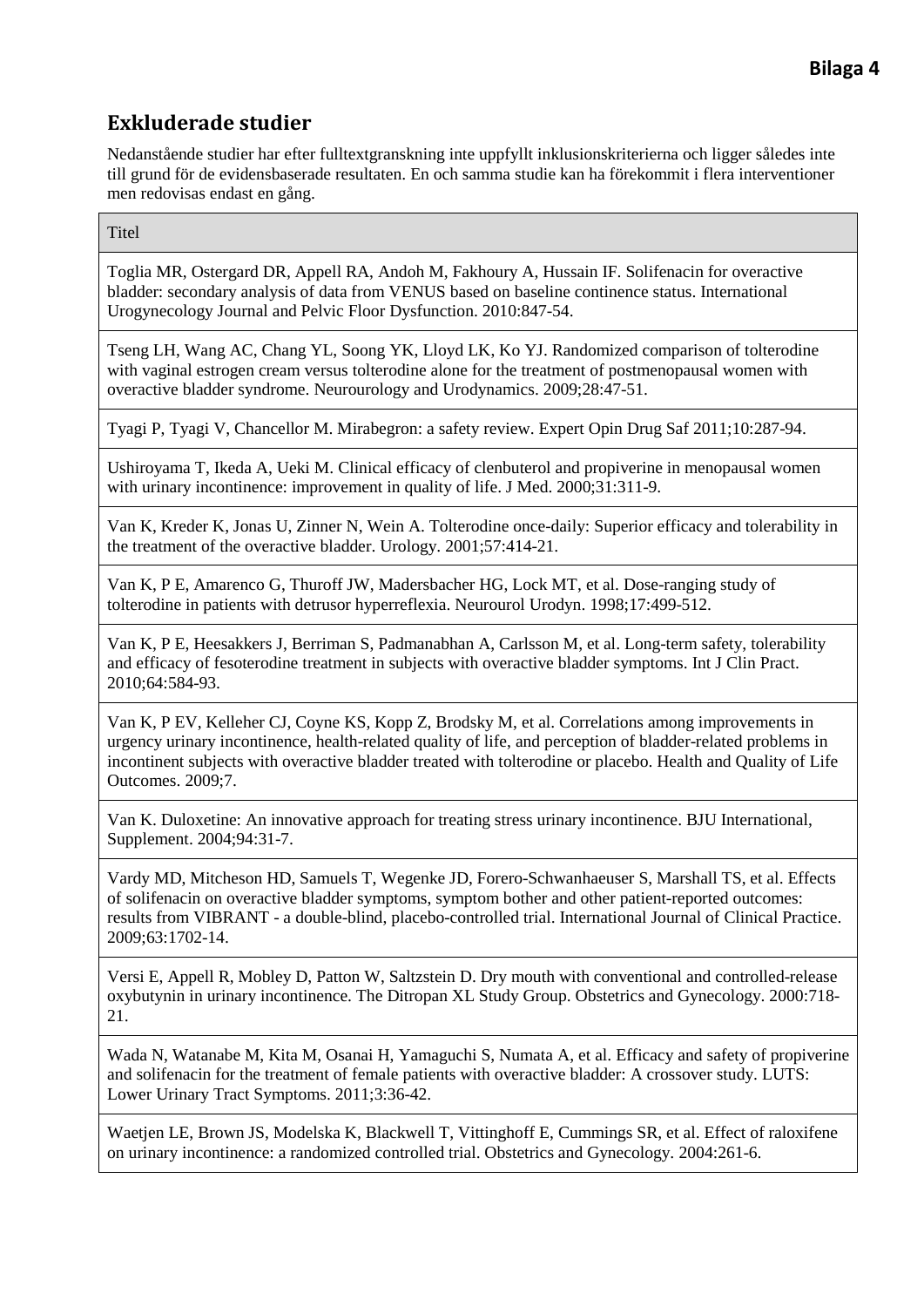**Bilaga 4**

## Exkluderade studier

Nedanstående studier har efter fulltextgranskning inte uppfyllt inklusionskriterierna och ligger således inte till grund för de evidensbaserade resultaten. En och samma studie kan ha förekommit i flera interventioner men redovisas endast en gång.

| Titel |
|---|
| Toglia MR, Ostergard DR, Appell RA, Andoh M, Fakhoury A, Hussain IF. Solifenacin for overactive bladder: secondary analysis of data from VENUS based on baseline continence status. International Urogynecology Journal and Pelvic Floor Dysfunction. 2010:847-54. |
| Tseng LH, Wang AC, Chang YL, Soong YK, Lloyd LK, Ko YJ. Randomized comparison of tolterodine with vaginal estrogen cream versus tolterodine alone for the treatment of postmenopausal women with overactive bladder syndrome. Neurourology and Urodynamics. 2009;28:47-51. |
| Tyagi P, Tyagi V, Chancellor M. Mirabegron: a safety review. Expert Opin Drug Saf 2011;10:287-94. |
| Ushiroyama T, Ikeda A, Ueki M. Clinical efficacy of clenbuterol and propiverine in menopausal women with urinary incontinence: improvement in quality of life. J Med. 2000;31:311-9. |
| Van K, Kreder K, Jonas U, Zinner N, Wein A. Tolterodine once-daily: Superior efficacy and tolerability in the treatment of the overactive bladder. Urology. 2001;57:414-21. |
| Van K, P E, Amarenco G, Thuroff JW, Madersbacher HG, Lock MT, et al. Dose-ranging study of tolterodine in patients with detrusor hyperreflexia. Neurourol Urodyn. 1998;17:499-512. |
| Van K, P E, Heesakkers J, Berriman S, Padmanabhan A, Carlsson M, et al. Long-term safety, tolerability and efficacy of fesoterodine treatment in subjects with overactive bladder symptoms. Int J Clin Pract. 2010;64:584-93. |
| Van K, P EV, Kelleher CJ, Coyne KS, Kopp Z, Brodsky M, et al. Correlations among improvements in urgency urinary incontinence, health-related quality of life, and perception of bladder-related problems in incontinent subjects with overactive bladder treated with tolterodine or placebo. Health and Quality of Life Outcomes. 2009;7. |
| Van K. Duloxetine: An innovative approach for treating stress urinary incontinence. BJU International, Supplement. 2004;94:31-7. |
| Vardy MD, Mitcheson HD, Samuels T, Wegenke JD, Forero-Schwanhaeuser S, Marshall TS, et al. Effects of solifenacin on overactive bladder symptoms, symptom bother and other patient-reported outcomes: results from VIBRANT - a double-blind, placebo-controlled trial. International Journal of Clinical Practice. 2009;63:1702-14. |
| Versi E, Appell R, Mobley D, Patton W, Saltzstein D. Dry mouth with conventional and controlled-release oxybutynin in urinary incontinence. The Ditropan XL Study Group. Obstetrics and Gynecology. 2000:718-21. |
| Wada N, Watanabe M, Kita M, Osanai H, Yamaguchi S, Numata A, et al. Efficacy and safety of propiverine and solifenacin for the treatment of female patients with overactive bladder: A crossover study. LUTS: Lower Urinary Tract Symptoms. 2011;3:36-42. |
| Waetjen LE, Brown JS, Modelska K, Blackwell T, Vittinghoff E, Cummings SR, et al. Effect of raloxifene on urinary incontinence: a randomized controlled trial. Obstetrics and Gynecology. 2004:261-6. |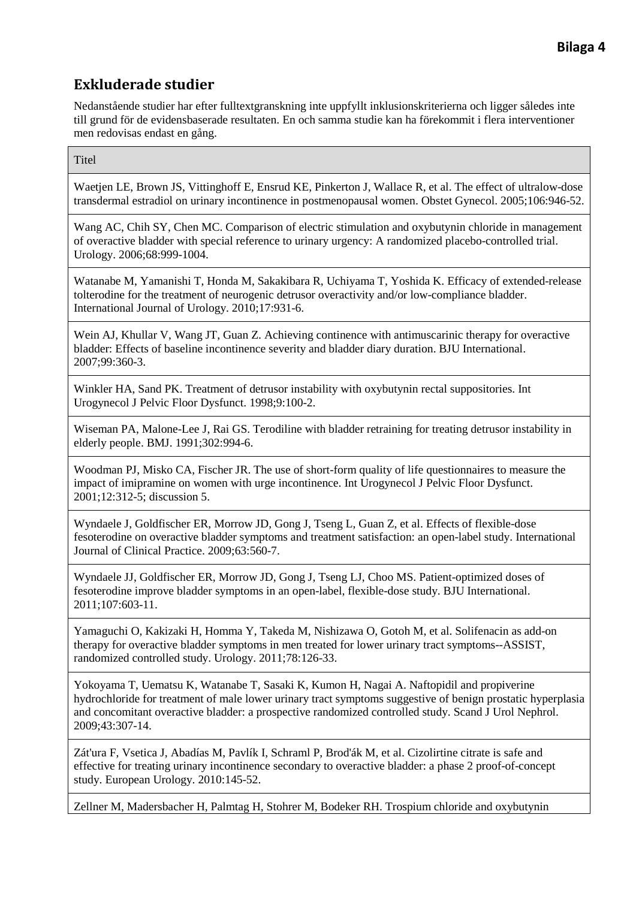**Bilaga 4**

## Exkluderade studier

Nedanstående studier har efter fulltextgranskning inte uppfyllt inklusionskriterierna och ligger således inte till grund för de evidensbaserade resultaten. En och samma studie kan ha förekommit i flera interventioner men redovisas endast en gång.

| Titel |
| --- |
| Waetjen LE, Brown JS, Vittinghoff E, Ensrud KE, Pinkerton J, Wallace R, et al. The effect of ultralow-dose transdermal estradiol on urinary incontinence in postmenopausal women. Obstet Gynecol. 2005;106:946-52. |
| Wang AC, Chih SY, Chen MC. Comparison of electric stimulation and oxybutynin chloride in management of overactive bladder with special reference to urinary urgency: A randomized placebo-controlled trial. Urology. 2006;68:999-1004. |
| Watanabe M, Yamanishi T, Honda M, Sakakibara R, Uchiyama T, Yoshida K. Efficacy of extended-release tolterodine for the treatment of neurogenic detrusor overactivity and/or low-compliance bladder. International Journal of Urology. 2010;17:931-6. |
| Wein AJ, Khullar V, Wang JT, Guan Z. Achieving continence with antimuscarinic therapy for overactive bladder: Effects of baseline incontinence severity and bladder diary duration. BJU International. 2007;99:360-3. |
| Winkler HA, Sand PK. Treatment of detrusor instability with oxybutynin rectal suppositories. Int Urogynecol J Pelvic Floor Dysfunct. 1998;9:100-2. |
| Wiseman PA, Malone-Lee J, Rai GS. Terodiline with bladder retraining for treating detrusor instability in elderly people. BMJ. 1991;302:994-6. |
| Woodman PJ, Misko CA, Fischer JR. The use of short-form quality of life questionnaires to measure the impact of imipramine on women with urge incontinence. Int Urogynecol J Pelvic Floor Dysfunct. 2001;12:312-5; discussion 5. |
| Wyndaele J, Goldfischer ER, Morrow JD, Gong J, Tseng L, Guan Z, et al. Effects of flexible-dose fesoterodine on overactive bladder symptoms and treatment satisfaction: an open-label study. International Journal of Clinical Practice. 2009;63:560-7. |
| Wyndaele JJ, Goldfischer ER, Morrow JD, Gong J, Tseng LJ, Choo MS. Patient-optimized doses of fesoterodine improve bladder symptoms in an open-label, flexible-dose study. BJU International. 2011;107:603-11. |
| Yamaguchi O, Kakizaki H, Homma Y, Takeda M, Nishizawa O, Gotoh M, et al. Solifenacin as add-on therapy for overactive bladder symptoms in men treated for lower urinary tract symptoms--ASSIST, randomized controlled study. Urology. 2011;78:126-33. |
| Yokoyama T, Uematsu K, Watanabe T, Sasaki K, Kumon H, Nagai A. Naftopidil and propiverine hydrochloride for treatment of male lower urinary tract symptoms suggestive of benign prostatic hyperplasia and concomitant overactive bladder: a prospective randomized controlled study. Scand J Urol Nephrol. 2009;43:307-14. |
| Zát'ura F, Vsetica J, Abadías M, Pavlík I, Schraml P, Brod'ák M, et al. Cizolirtine citrate is safe and effective for treating urinary incontinence secondary to overactive bladder: a phase 2 proof-of-concept study. European Urology. 2010:145-52. |
| Zellner M, Madersbacher H, Palmtag H, Stohrer M, Bodeker RH. Trospium chloride and oxybutynin |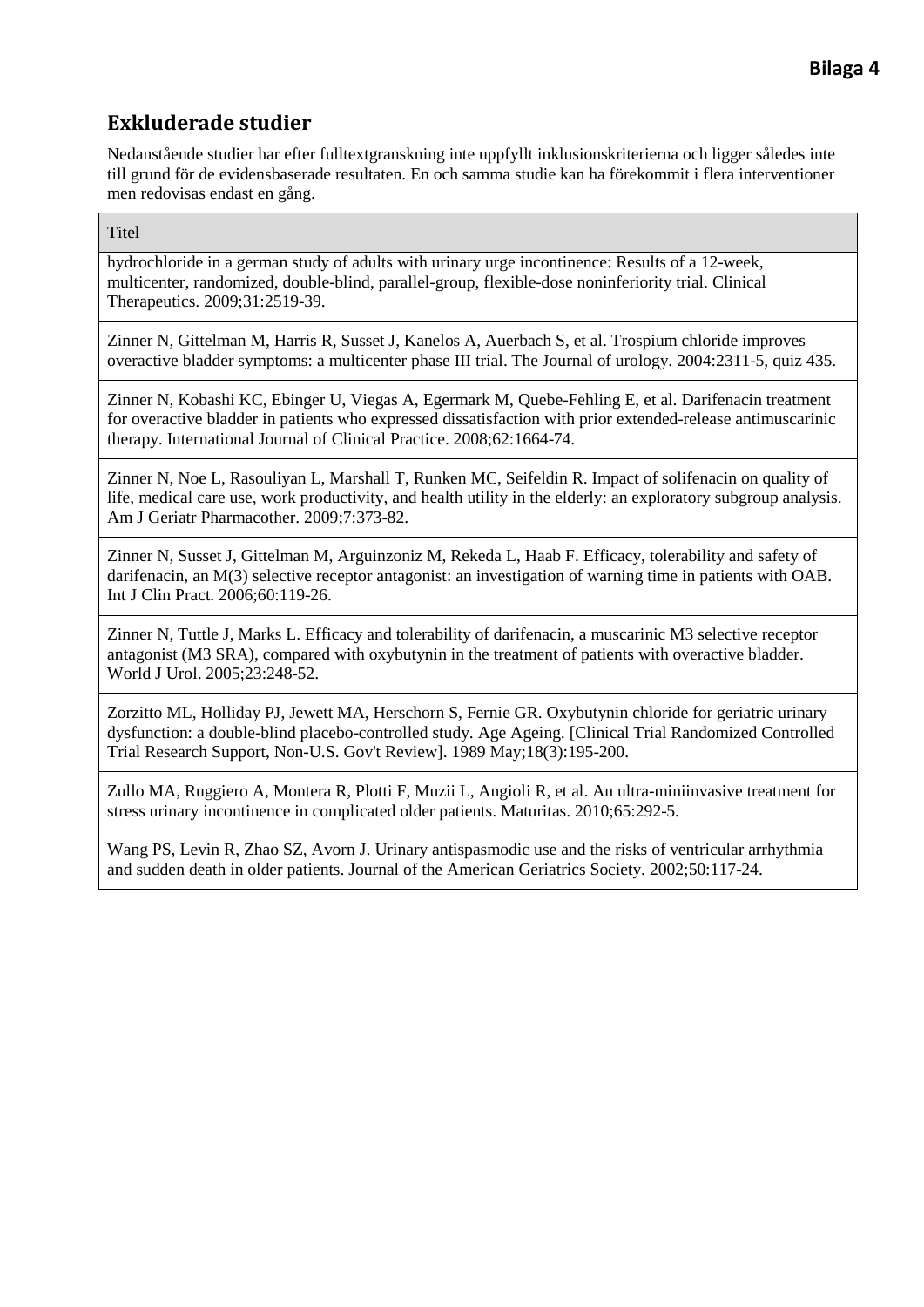**Bilaga 4**

## Exkluderade studier

Nedanstående studier har efter fulltextgranskning inte uppfyllt inklusionskriterierna och ligger således inte till grund för de evidensbaserade resultaten. En och samma studie kan ha förekommit i flera interventioner men redovisas endast en gång.

| Titel |
| --- |
| hydrochloride in a german study of adults with urinary urge incontinence: Results of a 12-week, multicenter, randomized, double-blind, parallel-group, flexible-dose noninferiority trial. Clinical Therapeutics. 2009;31:2519-39. |
| Zinner N, Gittelman M, Harris R, Susset J, Kanelos A, Auerbach S, et al. Trospium chloride improves overactive bladder symptoms: a multicenter phase III trial. The Journal of urology. 2004:2311-5, quiz 435. |
| Zinner N, Kobashi KC, Ebinger U, Viegas A, Egermark M, Quebe-Fehling E, et al. Darifenacin treatment for overactive bladder in patients who expressed dissatisfaction with prior extended-release antimuscarinic therapy. International Journal of Clinical Practice. 2008;62:1664-74. |
| Zinner N, Noe L, Rasouliyan L, Marshall T, Runken MC, Seifeldin R. Impact of solifenacin on quality of life, medical care use, work productivity, and health utility in the elderly: an exploratory subgroup analysis. Am J Geriatr Pharmacother. 2009;7:373-82. |
| Zinner N, Susset J, Gittelman M, Arguinzoniz M, Rekeda L, Haab F. Efficacy, tolerability and safety of darifenacin, an M(3) selective receptor antagonist: an investigation of warning time in patients with OAB. Int J Clin Pract. 2006;60:119-26. |
| Zinner N, Tuttle J, Marks L. Efficacy and tolerability of darifenacin, a muscarinic M3 selective receptor antagonist (M3 SRA), compared with oxybutynin in the treatment of patients with overactive bladder. World J Urol. 2005;23:248-52. |
| Zorzitto ML, Holliday PJ, Jewett MA, Herschorn S, Fernie GR. Oxybutynin chloride for geriatric urinary dysfunction: a double-blind placebo-controlled study. Age Ageing. [Clinical Trial Randomized Controlled Trial Research Support, Non-U.S. Gov't Review]. 1989 May;18(3):195-200. |
| Zullo MA, Ruggiero A, Montera R, Plotti F, Muzii L, Angioli R, et al. An ultra-miniinvasive treatment for stress urinary incontinence in complicated older patients. Maturitas. 2010;65:292-5. |
| Wang PS, Levin R, Zhao SZ, Avorn J. Urinary antispasmodic use and the risks of ventricular arrhythmia and sudden death in older patients. Journal of the American Geriatrics Society. 2002;50:117-24. |